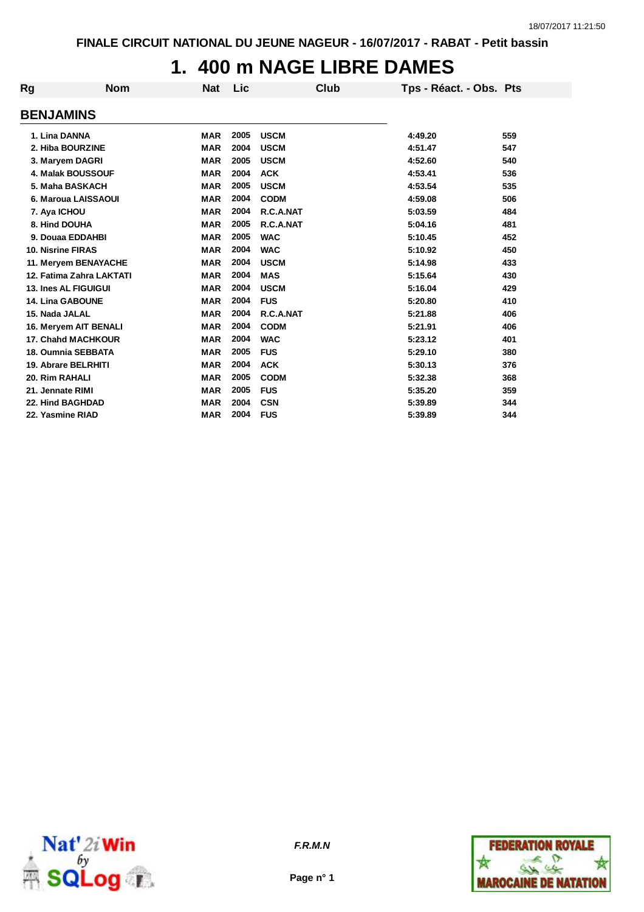FINALE CIRCUIT NATIONAL DU JEUNE NAGEUR - 16/07/2017 - RABAT - Petit bassin

# 1. 400 m NAGE LIBRE DAMES

| Rg | Nom | Nat | Lic | Club | Tps - Réact. - Obs. | Pts |
|---|---|---|---|---|---|---|
| **BENJAMINS** | | | | | | |
| 1. | Lina DANNA | MAR | 2005 | USCM | 4:49.20 | 559 |
| 2. | Hiba BOURZINE | MAR | 2004 | USCM | 4:51.47 | 547 |
| 3. | Maryem DAGRI | MAR | 2005 | USCM | 4:52.60 | 540 |
| 4. | Malak BOUSSOUF | MAR | 2004 | ACK | 4:53.41 | 536 |
| 5. | Maha BASKACH | MAR | 2005 | USCM | 4:53.54 | 535 |
| 6. | Maroua LAISSAOUI | MAR | 2004 | CODM | 4:59.08 | 506 |
| 7. | Aya ICHOU | MAR | 2004 | R.C.A.NAT | 5:03.59 | 484 |
| 8. | Hind DOUHA | MAR | 2005 | R.C.A.NAT | 5:04.16 | 481 |
| 9. | Douaa EDDAHBI | MAR | 2005 | WAC | 5:10.45 | 452 |
| 10. | Nisrine FIRAS | MAR | 2004 | WAC | 5:10.92 | 450 |
| 11. | Meryem BENAYACHE | MAR | 2004 | USCM | 5:14.98 | 433 |
| 12. | Fatima Zahra LAKTATI | MAR | 2004 | MAS | 5:15.64 | 430 |
| 13. | Ines AL FIGUIGUI | MAR | 2004 | USCM | 5:16.04 | 429 |
| 14. | Lina GABOUNE | MAR | 2004 | FUS | 5:20.80 | 410 |
| 15. | Nada JALAL | MAR | 2004 | R.C.A.NAT | 5:21.88 | 406 |
| 16. | Meryem AIT BENALI | MAR | 2004 | CODM | 5:21.91 | 406 |
| 17. | Chahd MACHKOUR | MAR | 2004 | WAC | 5:23.12 | 401 |
| 18. | Oumnia SEBBATA | MAR | 2005 | FUS | 5:29.10 | 380 |
| 19. | Abrare BELRHITI | MAR | 2004 | ACK | 5:30.13 | 376 |
| 20. | Rim RAHALI | MAR | 2005 | CODM | 5:32.38 | 368 |
| 21. | Jennate RIMI | MAR | 2005 | FUS | 5:35.20 | 359 |
| 22. | Hind BAGHDAD | MAR | 2004 | CSN | 5:39.89 | 344 |
| 22. | Yasmine RIAD | MAR | 2004 | FUS | 5:39.89 | 344 |

F.R.M.N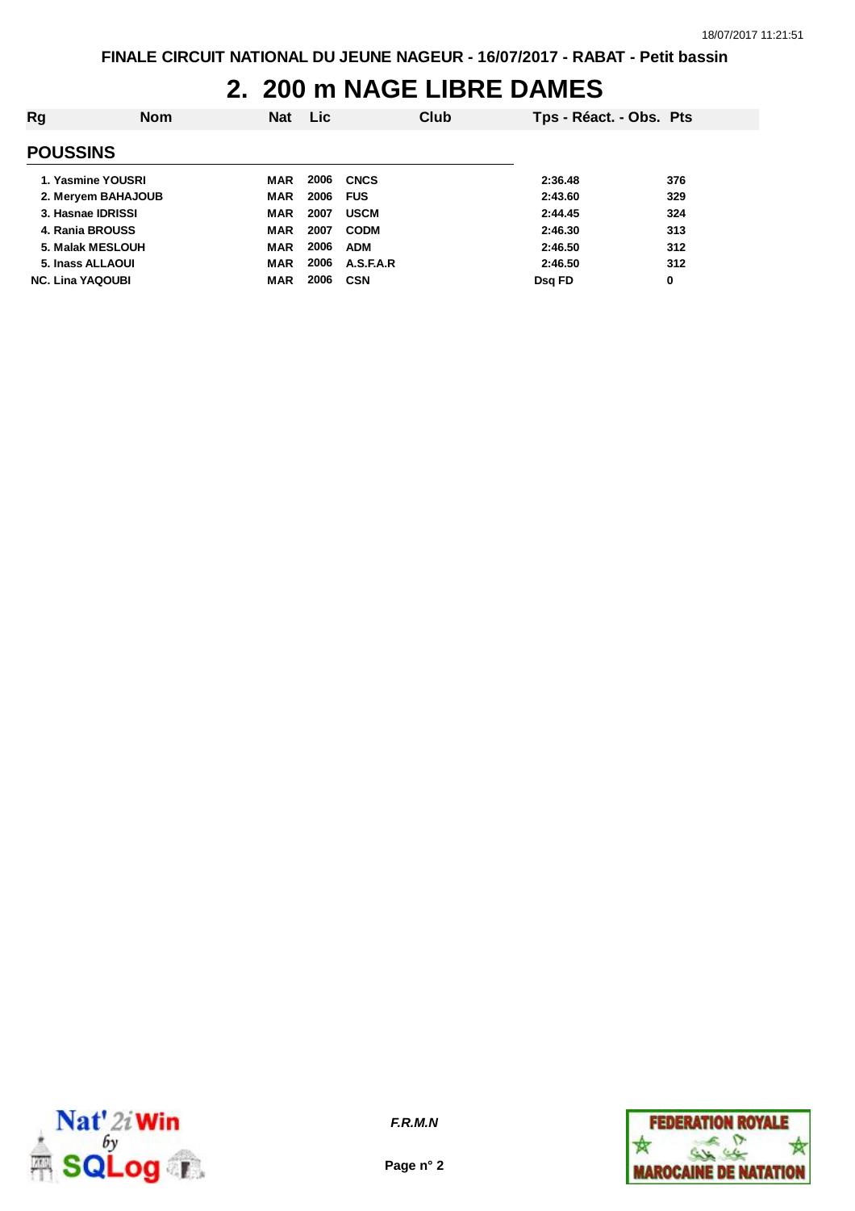# 2. 200 m NAGE LIBRE DAMES

| Rg | Nom | Nat | Lic | Club | Tps - Réact. - Obs. | Pts |
|---|---|---|---|---|---|---|
| **POUSSINS** | | | | | | |
| 1. | Yasmine YOUSRI | MAR | 2006 | CNCS | 2:36.48 | 376 |
| 2. | Meryem BAHAJOUB | MAR | 2006 | FUS | 2:43.60 | 329 |
| 3. | Hasnae IDRISSI | MAR | 2007 | USCM | 2:44.45 | 324 |
| 4. | Rania BROUSS | MAR | 2007 | CODM | 2:46.30 | 313 |
| 5. | Malak MESLOUH | MAR | 2006 | ADM | 2:46.50 | 312 |
| 5. | Inass ALLAOUI | MAR | 2006 | A.S.F.A.R | 2:46.50 | 312 |
| NC. | Lina YAQOUBI | MAR | 2006 | CSN | Dsq FD | 0 |

*F.R.M.N*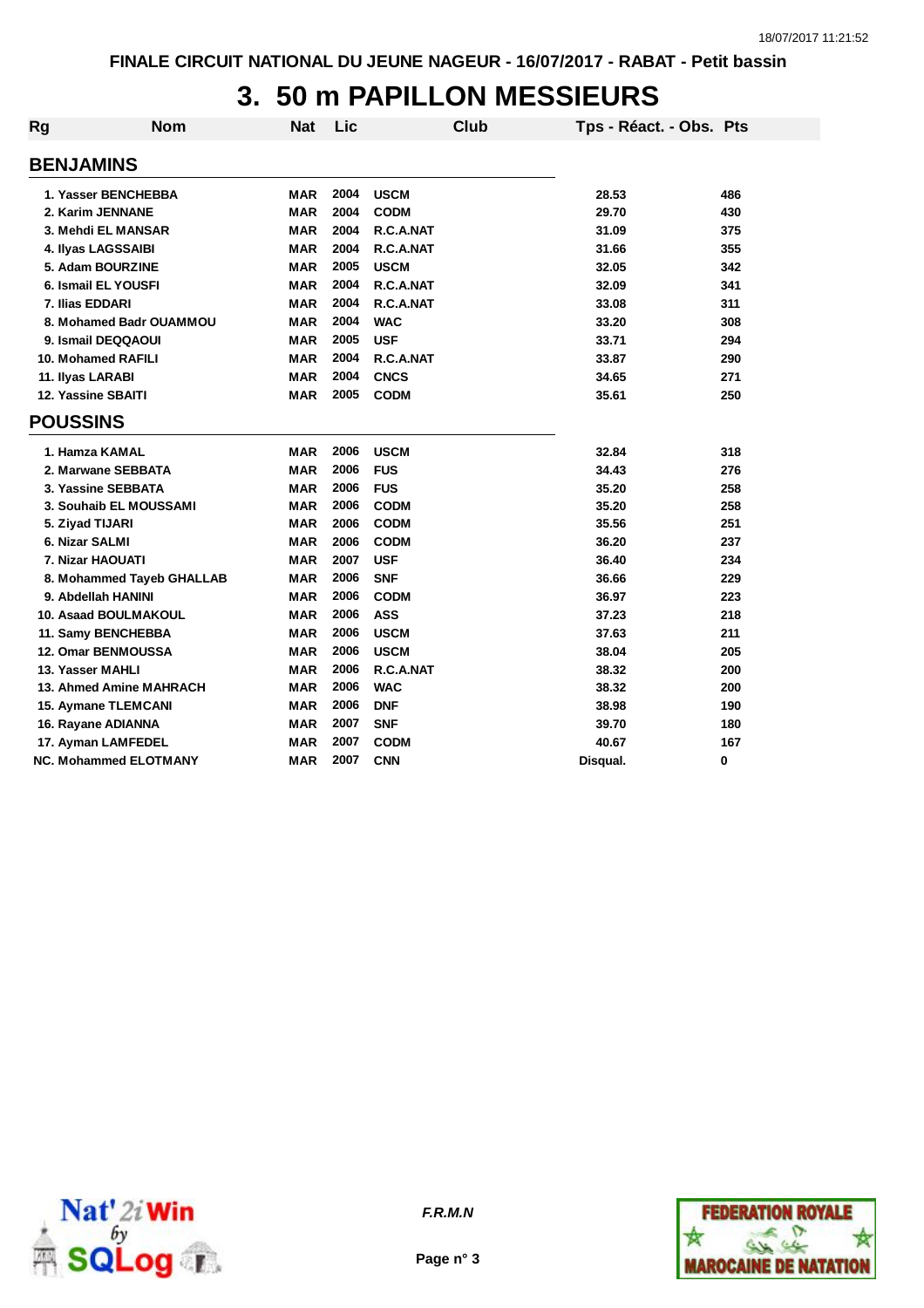FINALE CIRCUIT NATIONAL DU JEUNE NAGEUR - 16/07/2017 - RABAT - Petit bassin

# 3. 50 m PAPILLON MESSIEURS

| Rg | Nom | Nat | Lic | Club | Tps - Réact. - Obs. | Pts |
|---|---|---|---|---|---|---|
| **BENJAMINS** | | | | | | |
| 1. | Yasser BENCHEBBA | MAR | 2004 | USCM | 28.53 | 486 |
| 2. | Karim JENNANE | MAR | 2004 | CODM | 29.70 | 430 |
| 3. | Mehdi EL MANSAR | MAR | 2004 | R.C.A.NAT | 31.09 | 375 |
| 4. | Ilyas LAGSSAIBI | MAR | 2004 | R.C.A.NAT | 31.66 | 355 |
| 5. | Adam BOURZINE | MAR | 2005 | USCM | 32.05 | 342 |
| 6. | Ismail EL YOUSFI | MAR | 2004 | R.C.A.NAT | 32.09 | 341 |
| 7. | Ilias EDDARI | MAR | 2004 | R.C.A.NAT | 33.08 | 311 |
| 8. | Mohamed Badr OUAMMOU | MAR | 2004 | WAC | 33.20 | 308 |
| 9. | Ismail DEQQAOUI | MAR | 2005 | USF | 33.71 | 294 |
| 10. | Mohamed RAFILI | MAR | 2004 | R.C.A.NAT | 33.87 | 290 |
| 11. | Ilyas LARABI | MAR | 2004 | CNCS | 34.65 | 271 |
| 12. | Yassine SBAITI | MAR | 2005 | CODM | 35.61 | 250 |
| **POUSSINS** | | | | | | |
| 1. | Hamza KAMAL | MAR | 2006 | USCM | 32.84 | 318 |
| 2. | Marwane SEBBATA | MAR | 2006 | FUS | 34.43 | 276 |
| 3. | Yassine SEBBATA | MAR | 2006 | FUS | 35.20 | 258 |
| 3. | Souhaib EL MOUSSAMI | MAR | 2006 | CODM | 35.20 | 258 |
| 5. | Ziyad TIJARI | MAR | 2006 | CODM | 35.56 | 251 |
| 6. | Nizar SALMI | MAR | 2006 | CODM | 36.20 | 237 |
| 7. | Nizar HAOUATI | MAR | 2007 | USF | 36.40 | 234 |
| 8. | Mohammed Tayeb GHALLAB | MAR | 2006 | SNF | 36.66 | 229 |
| 9. | Abdellah HANINI | MAR | 2006 | CODM | 36.97 | 223 |
| 10. | Asaad BOULMAKOUL | MAR | 2006 | ASS | 37.23 | 218 |
| 11. | Samy BENCHEBBA | MAR | 2006 | USCM | 37.63 | 211 |
| 12. | Omar BENMOUSSA | MAR | 2006 | USCM | 38.04 | 205 |
| 13. | Yasser MAHLI | MAR | 2006 | R.C.A.NAT | 38.32 | 200 |
| 13. | Ahmed Amine MAHRACH | MAR | 2006 | WAC | 38.32 | 200 |
| 15. | Aymane TLEMCANI | MAR | 2006 | DNF | 38.98 | 190 |
| 16. | Rayane ADIANNA | MAR | 2007 | SNF | 39.70 | 180 |
| 17. | Ayman LAMFEDEL | MAR | 2007 | CODM | 40.67 | 167 |
| NC. | Mohammed ELOTMANY | MAR | 2007 | CNN | Disqual. | 0 |

*F.R.M.N*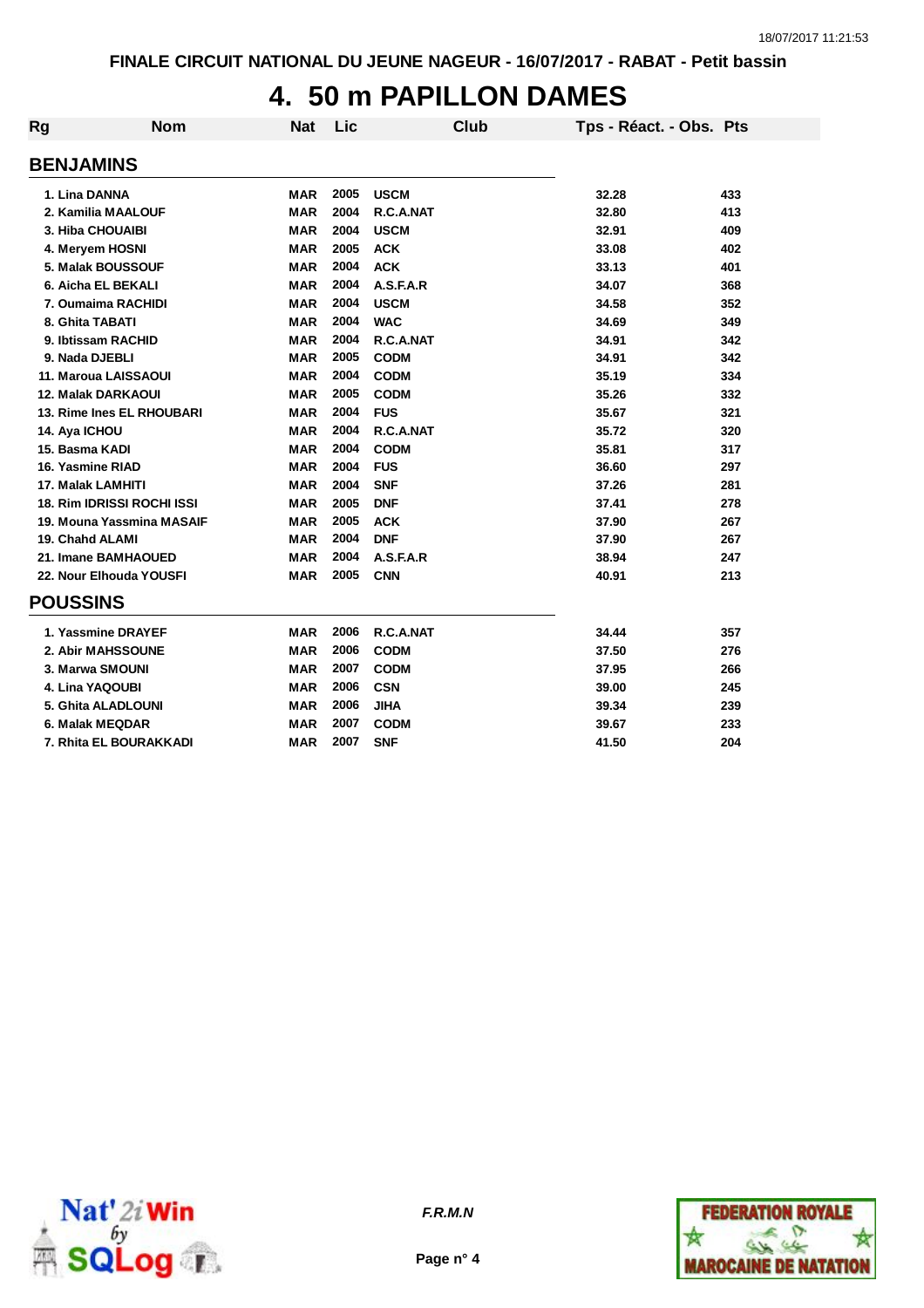FINALE CIRCUIT NATIONAL DU JEUNE NAGEUR - 16/07/2017 - RABAT - Petit bassin

# 4. 50 m PAPILLON DAMES

## BENJAMINS

| Rg | Nom | Nat | Lic | Club | Tps - Réact. - Obs. | Pts |
|---|---|---|---|---|---|---|
| 1. | Lina DANNA | MAR | 2005 | USCM | 32.28 | 433 |
| 2. | Kamilia MAALOUF | MAR | 2004 | R.C.A.NAT | 32.80 | 413 |
| 3. | Hiba CHOUAIBI | MAR | 2004 | USCM | 32.91 | 409 |
| 4. | Meryem HOSNI | MAR | 2005 | ACK | 33.08 | 402 |
| 5. | Malak BOUSSOUF | MAR | 2004 | ACK | 33.13 | 401 |
| 6. | Aicha EL BEKALI | MAR | 2004 | A.S.F.A.R | 34.07 | 368 |
| 7. | Oumaima RACHIDI | MAR | 2004 | USCM | 34.58 | 352 |
| 8. | Ghita TABATI | MAR | 2004 | WAC | 34.69 | 349 |
| 9. | Ibtissam RACHID | MAR | 2004 | R.C.A.NAT | 34.91 | 342 |
| 9. | Nada DJEBLI | MAR | 2005 | CODM | 34.91 | 342 |
| 11. | Maroua LAISSAOUI | MAR | 2004 | CODM | 35.19 | 334 |
| 12. | Malak DARKAOUI | MAR | 2005 | CODM | 35.26 | 332 |
| 13. | Rime Ines EL RHOUBARI | MAR | 2004 | FUS | 35.67 | 321 |
| 14. | Aya ICHOU | MAR | 2004 | R.C.A.NAT | 35.72 | 320 |
| 15. | Basma KADI | MAR | 2004 | CODM | 35.81 | 317 |
| 16. | Yasmine RIAD | MAR | 2004 | FUS | 36.60 | 297 |
| 17. | Malak LAMHITI | MAR | 2004 | SNF | 37.26 | 281 |
| 18. | Rim IDRISSI ROCHI ISSI | MAR | 2005 | DNF | 37.41 | 278 |
| 19. | Mouna Yassmina MASAIF | MAR | 2005 | ACK | 37.90 | 267 |
| 19. | Chahd ALAMI | MAR | 2004 | DNF | 37.90 | 267 |
| 21. | Imane BAMHAOUED | MAR | 2004 | A.S.F.A.R | 38.94 | 247 |
| 22. | Nour Elhouda YOUSFI | MAR | 2005 | CNN | 40.91 | 213 |

## POUSSINS

| Rg | Nom | Nat | Lic | Club | Tps - Réact. - Obs. | Pts |
|---|---|---|---|---|---|---|
| 1. | Yassmine DRAYEF | MAR | 2006 | R.C.A.NAT | 34.44 | 357 |
| 2. | Abir MAHSSOUNE | MAR | 2006 | CODM | 37.50 | 276 |
| 3. | Marwa SMOUNI | MAR | 2007 | CODM | 37.95 | 266 |
| 4. | Lina YAQOUBI | MAR | 2006 | CSN | 39.00 | 245 |
| 5. | Ghita ALADLOUNI | MAR | 2006 | JIHA | 39.34 | 239 |
| 6. | Malak MEQDAR | MAR | 2007 | CODM | 39.67 | 233 |
| 7. | Rhita EL BOURAKKADI | MAR | 2007 | SNF | 41.50 | 204 |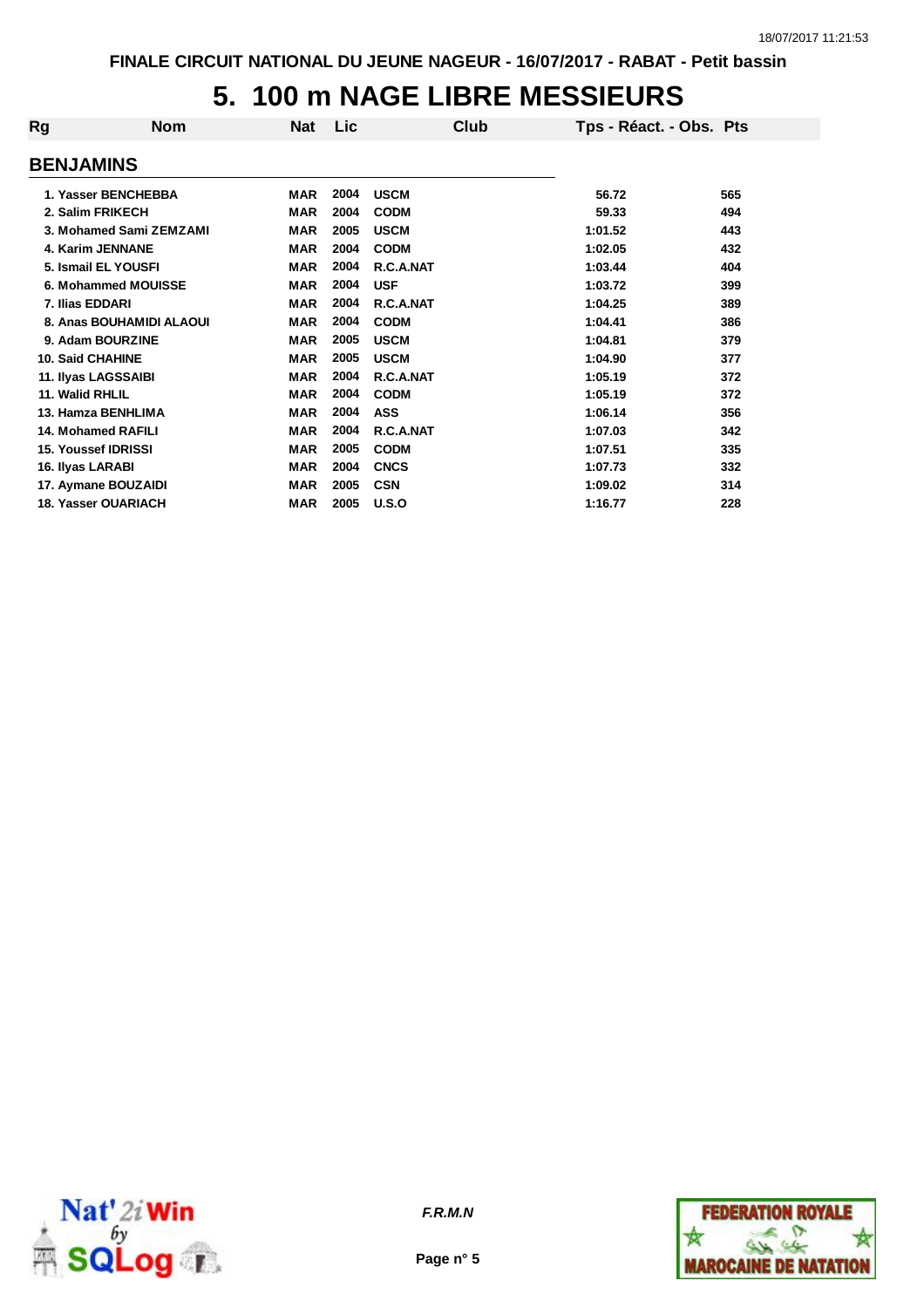FINALE CIRCUIT NATIONAL DU JEUNE NAGEUR - 16/07/2017 - RABAT - Petit bassin

# 5. 100 m NAGE LIBRE MESSIEURS

## BENJAMINS

| Rg | Nom | Nat | Lic | Club | Tps - Réact. - Obs. | Pts |
|---|---|---|---|---|---|---|
| 1. | Yasser BENCHEBBA | MAR | 2004 | USCM | 56.72 | 565 |
| 2. | Salim FRIKECH | MAR | 2004 | CODM | 59.33 | 494 |
| 3. | Mohamed Sami ZEMZAMI | MAR | 2005 | USCM | 1:01.52 | 443 |
| 4. | Karim JENNANE | MAR | 2004 | CODM | 1:02.05 | 432 |
| 5. | Ismail EL YOUSFI | MAR | 2004 | R.C.A.NAT | 1:03.44 | 404 |
| 6. | Mohammed MOUISSE | MAR | 2004 | USF | 1:03.72 | 399 |
| 7. | Ilias EDDARI | MAR | 2004 | R.C.A.NAT | 1:04.25 | 389 |
| 8. | Anas BOUHAMIDI ALAOUI | MAR | 2004 | CODM | 1:04.41 | 386 |
| 9. | Adam BOURZINE | MAR | 2005 | USCM | 1:04.81 | 379 |
| 10. | Said CHAHINE | MAR | 2005 | USCM | 1:04.90 | 377 |
| 11. | Ilyas LAGSSAIBI | MAR | 2004 | R.C.A.NAT | 1:05.19 | 372 |
| 11. | Walid RHLIL | MAR | 2004 | CODM | 1:05.19 | 372 |
| 13. | Hamza BENHLIMA | MAR | 2004 | ASS | 1:06.14 | 356 |
| 14. | Mohamed RAFILI | MAR | 2004 | R.C.A.NAT | 1:07.03 | 342 |
| 15. | Youssef IDRISSI | MAR | 2005 | CODM | 1:07.51 | 335 |
| 16. | Ilyas LARABI | MAR | 2004 | CNCS | 1:07.73 | 332 |
| 17. | Aymane BOUZAIDI | MAR | 2005 | CSN | 1:09.02 | 314 |
| 18. | Yasser OUARIACH | MAR | 2005 | U.S.O | 1:16.77 | 228 |

*F.R.M.N*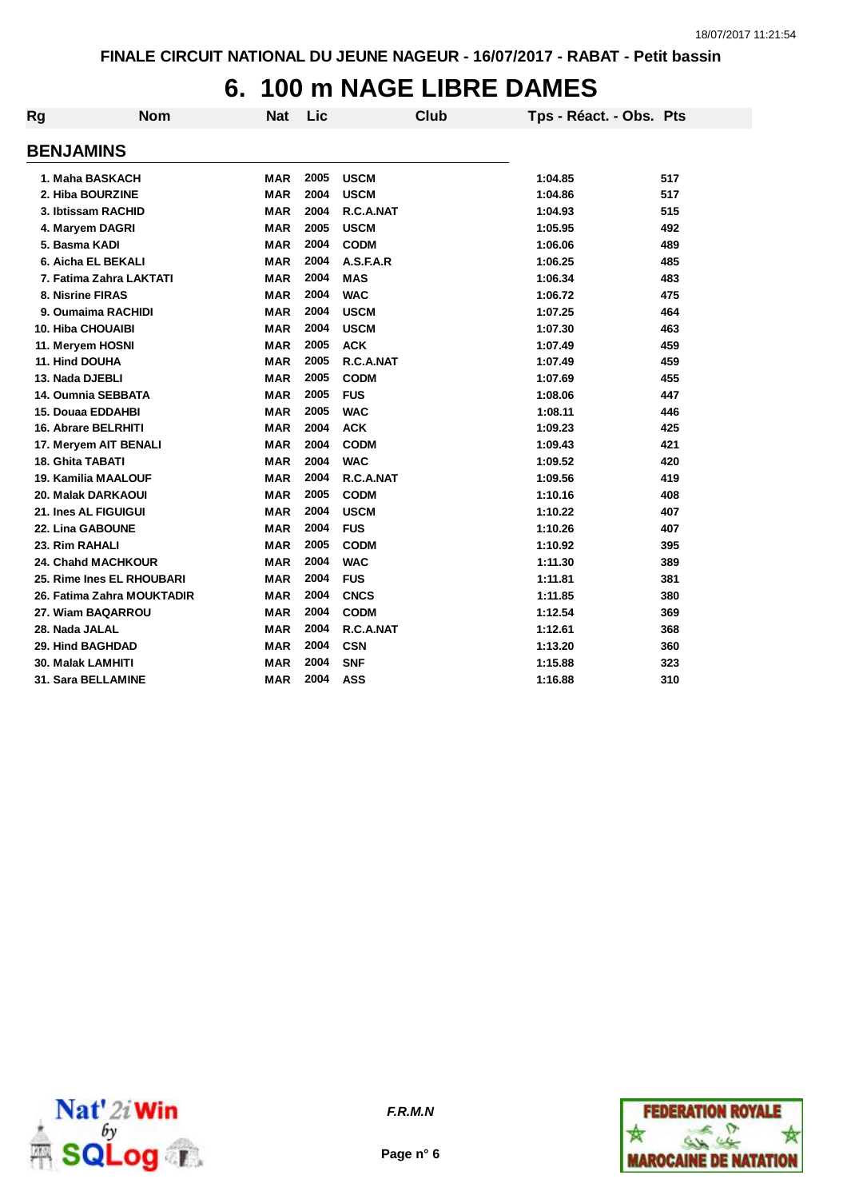FINALE CIRCUIT NATIONAL DU JEUNE NAGEUR - 16/07/2017 - RABAT - Petit bassin

# 6. 100 m NAGE LIBRE DAMES

## BENJAMINS

| Rg | Nom | Nat | Lic | Club | Tps - Réact. - Obs. | Pts |
|---|---|---|---|---|---|---|
| 1. | Maha BASKACH | MAR | 2005 | USCM | 1:04.85 | 517 |
| 2. | Hiba BOURZINE | MAR | 2004 | USCM | 1:04.86 | 517 |
| 3. | Ibtissam RACHID | MAR | 2004 | R.C.A.NAT | 1:04.93 | 515 |
| 4. | Maryem DAGRI | MAR | 2005 | USCM | 1:05.95 | 492 |
| 5. | Basma KADI | MAR | 2004 | CODM | 1:06.06 | 489 |
| 6. | Aicha EL BEKALI | MAR | 2004 | A.S.F.A.R | 1:06.25 | 485 |
| 7. | Fatima Zahra LAKTATI | MAR | 2004 | MAS | 1:06.34 | 483 |
| 8. | Nisrine FIRAS | MAR | 2004 | WAC | 1:06.72 | 475 |
| 9. | Oumaima RACHIDI | MAR | 2004 | USCM | 1:07.25 | 464 |
| 10. | Hiba CHOUAIBI | MAR | 2004 | USCM | 1:07.30 | 463 |
| 11. | Meryem HOSNI | MAR | 2005 | ACK | 1:07.49 | 459 |
| 11. | Hind DOUHA | MAR | 2005 | R.C.A.NAT | 1:07.49 | 459 |
| 13. | Nada DJEBLI | MAR | 2005 | CODM | 1:07.69 | 455 |
| 14. | Oumnia SEBBATA | MAR | 2005 | FUS | 1:08.06 | 447 |
| 15. | Douaa EDDAHBI | MAR | 2005 | WAC | 1:08.11 | 446 |
| 16. | Abrare BELRHITI | MAR | 2004 | ACK | 1:09.23 | 425 |
| 17. | Meryem AIT BENALI | MAR | 2004 | CODM | 1:09.43 | 421 |
| 18. | Ghita TABATI | MAR | 2004 | WAC | 1:09.52 | 420 |
| 19. | Kamilia MAALOUF | MAR | 2004 | R.C.A.NAT | 1:09.56 | 419 |
| 20. | Malak DARKAOUI | MAR | 2005 | CODM | 1:10.16 | 408 |
| 21. | Ines AL FIGUIGUI | MAR | 2004 | USCM | 1:10.22 | 407 |
| 22. | Lina GABOUNE | MAR | 2004 | FUS | 1:10.26 | 407 |
| 23. | Rim RAHALI | MAR | 2005 | CODM | 1:10.92 | 395 |
| 24. | Chahd MACHKOUR | MAR | 2004 | WAC | 1:11.30 | 389 |
| 25. | Rime Ines EL RHOUBARI | MAR | 2004 | FUS | 1:11.81 | 381 |
| 26. | Fatima Zahra MOUKTADIR | MAR | 2004 | CNCS | 1:11.85 | 380 |
| 27. | Wiam BAQARROU | MAR | 2004 | CODM | 1:12.54 | 369 |
| 28. | Nada JALAL | MAR | 2004 | R.C.A.NAT | 1:12.61 | 368 |
| 29. | Hind BAGHDAD | MAR | 2004 | CSN | 1:13.20 | 360 |
| 30. | Malak LAMHITI | MAR | 2004 | SNF | 1:15.88 | 323 |
| 31. | Sara BELLAMINE | MAR | 2004 | ASS | 1:16.88 | 310 |

*F.R.M.N*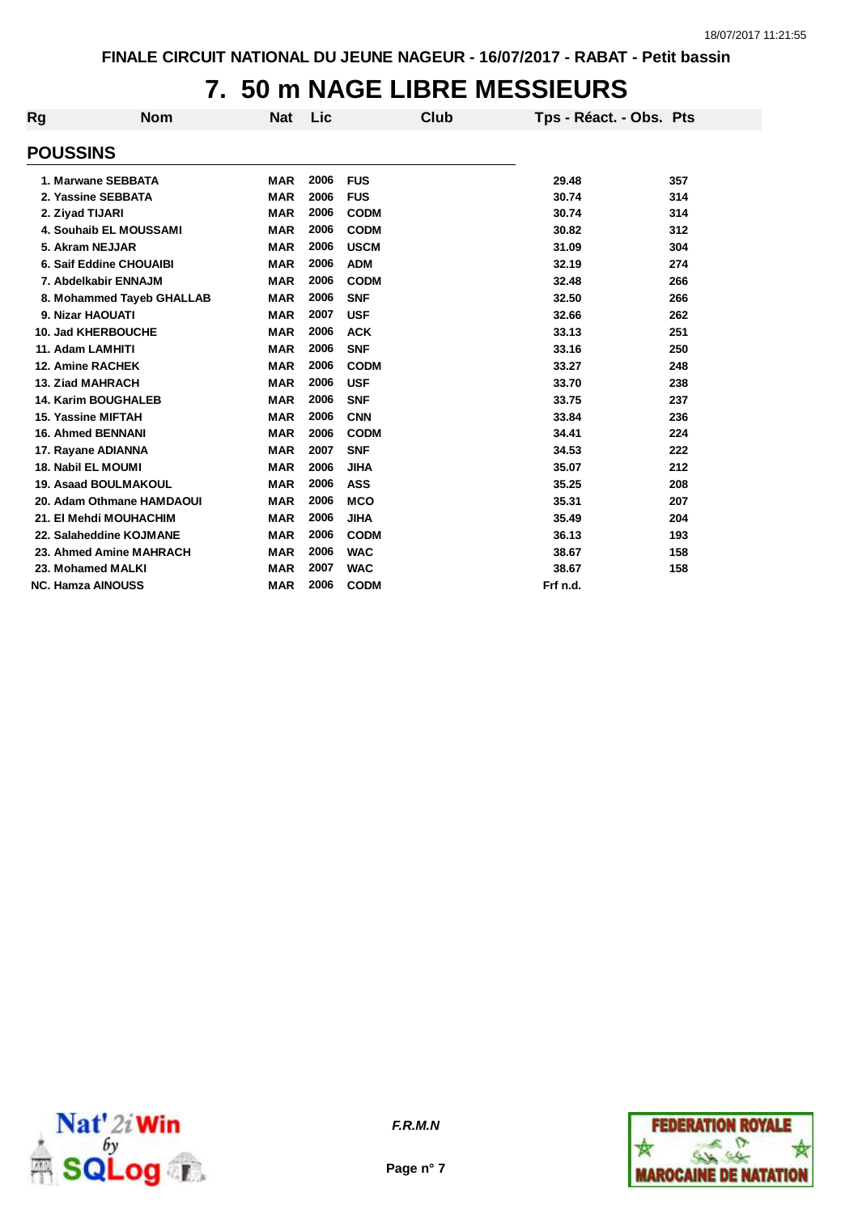FINALE CIRCUIT NATIONAL DU JEUNE NAGEUR - 16/07/2017 - RABAT - Petit bassin

# 7. 50 m NAGE LIBRE MESSIEURS

## POUSSINS

| Rg | Nom | Nat | Lic | Club | Tps - Réact. - Obs. | Pts |
|---|---|---|---|---|---|---|
| 1. | Marwane SEBBATA | MAR | 2006 | FUS | 29.48 | 357 |
| 2. | Yassine SEBBATA | MAR | 2006 | FUS | 30.74 | 314 |
| 2. | Ziyad TIJARI | MAR | 2006 | CODM | 30.74 | 314 |
| 4. | Souhaib EL MOUSSAMI | MAR | 2006 | CODM | 30.82 | 312 |
| 5. | Akram NEJJAR | MAR | 2006 | USCM | 31.09 | 304 |
| 6. | Saif Eddine CHOUAIBI | MAR | 2006 | ADM | 32.19 | 274 |
| 7. | Abdelkabir ENNAJM | MAR | 2006 | CODM | 32.48 | 266 |
| 8. | Mohammed Tayeb GHALLAB | MAR | 2006 | SNF | 32.50 | 266 |
| 9. | Nizar HAOUATI | MAR | 2007 | USF | 32.66 | 262 |
| 10. | Jad KHERBOUCHE | MAR | 2006 | ACK | 33.13 | 251 |
| 11. | Adam LAMHITI | MAR | 2006 | SNF | 33.16 | 250 |
| 12. | Amine RACHEK | MAR | 2006 | CODM | 33.27 | 248 |
| 13. | Ziad MAHRACH | MAR | 2006 | USF | 33.70 | 238 |
| 14. | Karim BOUGHALEB | MAR | 2006 | SNF | 33.75 | 237 |
| 15. | Yassine MIFTAH | MAR | 2006 | CNN | 33.84 | 236 |
| 16. | Ahmed BENNANI | MAR | 2006 | CODM | 34.41 | 224 |
| 17. | Rayane ADIANNA | MAR | 2007 | SNF | 34.53 | 222 |
| 18. | Nabil EL MOUMI | MAR | 2006 | JIHA | 35.07 | 212 |
| 19. | Asaad BOULMAKOUL | MAR | 2006 | ASS | 35.25 | 208 |
| 20. | Adam Othmane HAMDAOUI | MAR | 2006 | MCO | 35.31 | 207 |
| 21. | El Mehdi MOUHACHIM | MAR | 2006 | JIHA | 35.49 | 204 |
| 22. | Salaheddine KOJMANE | MAR | 2006 | CODM | 36.13 | 193 |
| 23. | Ahmed Amine MAHRACH | MAR | 2006 | WAC | 38.67 | 158 |
| 23. | Mohamed MALKI | MAR | 2007 | WAC | 38.67 | 158 |
| NC. | Hamza AINOUSS | MAR | 2006 | CODM | Frf n.d. | |

*F.R.M.N*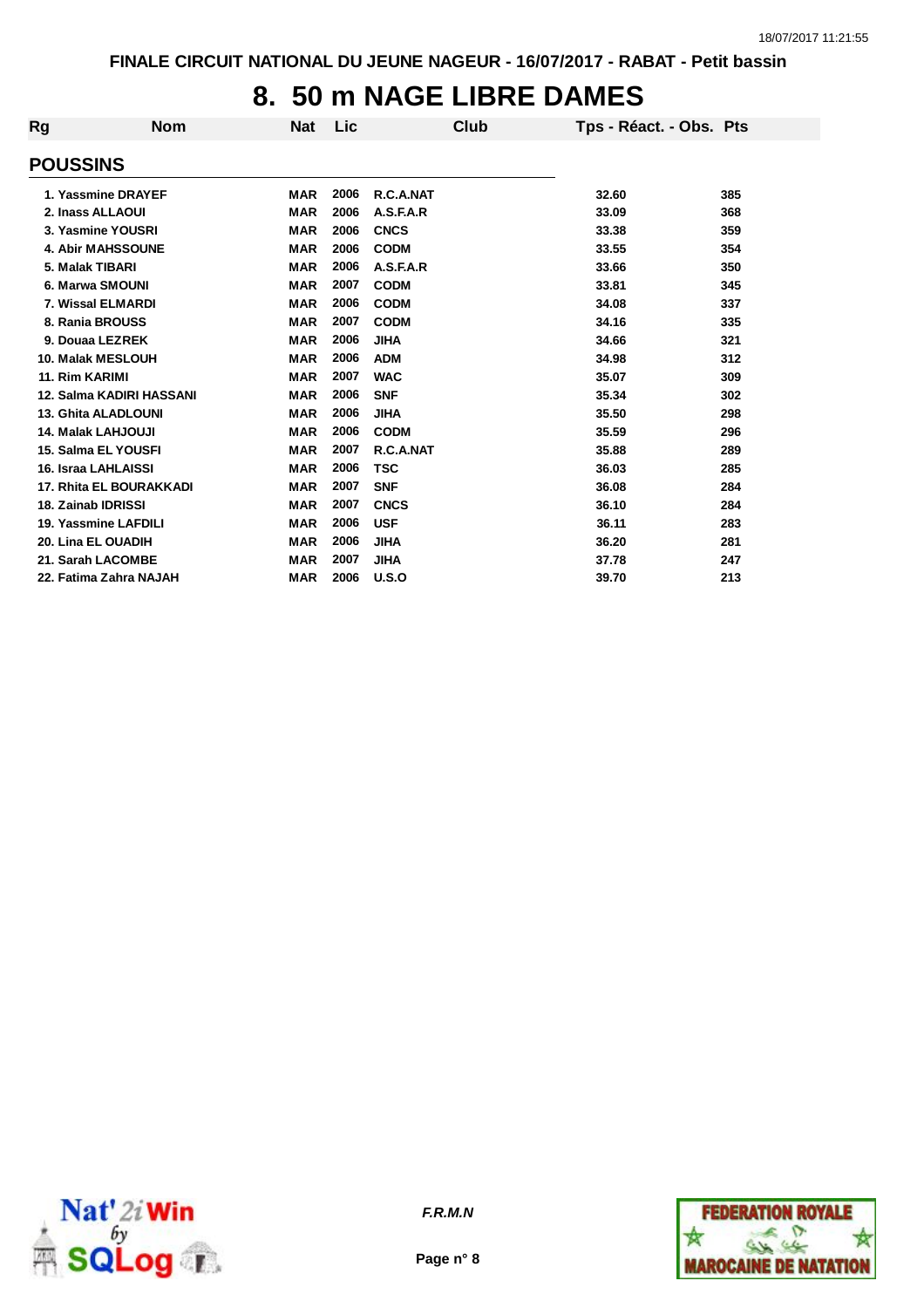FINALE CIRCUIT NATIONAL DU JEUNE NAGEUR - 16/07/2017 - RABAT - Petit bassin

# 8. 50 m NAGE LIBRE DAMES

## POUSSINS

| Rg | Nom | Nat | Lic | Club | Tps - Réact. - Obs. | Pts |
|---|---|---|---|---|---|---|
| 1. | Yassmine DRAYEF | MAR | 2006 | R.C.A.NAT | 32.60 | 385 |
| 2. | Inass ALLAOUI | MAR | 2006 | A.S.F.A.R | 33.09 | 368 |
| 3. | Yasmine YOUSRI | MAR | 2006 | CNCS | 33.38 | 359 |
| 4. | Abir MAHSSOUNE | MAR | 2006 | CODM | 33.55 | 354 |
| 5. | Malak TIBARI | MAR | 2006 | A.S.F.A.R | 33.66 | 350 |
| 6. | Marwa SMOUNI | MAR | 2007 | CODM | 33.81 | 345 |
| 7. | Wissal ELMARDI | MAR | 2006 | CODM | 34.08 | 337 |
| 8. | Rania BROUSS | MAR | 2007 | CODM | 34.16 | 335 |
| 9. | Douaa LEZREK | MAR | 2006 | JIHA | 34.66 | 321 |
| 10. | Malak MESLOUH | MAR | 2006 | ADM | 34.98 | 312 |
| 11. | Rim KARIMI | MAR | 2007 | WAC | 35.07 | 309 |
| 12. | Salma KADIRI HASSANI | MAR | 2006 | SNF | 35.34 | 302 |
| 13. | Ghita ALADLOUNI | MAR | 2006 | JIHA | 35.50 | 298 |
| 14. | Malak LAHJOUJI | MAR | 2006 | CODM | 35.59 | 296 |
| 15. | Salma EL YOUSFI | MAR | 2007 | R.C.A.NAT | 35.88 | 289 |
| 16. | Israa LAHLAISSI | MAR | 2006 | TSC | 36.03 | 285 |
| 17. | Rhita EL BOURAKKADI | MAR | 2007 | SNF | 36.08 | 284 |
| 18. | Zainab IDRISSI | MAR | 2007 | CNCS | 36.10 | 284 |
| 19. | Yassmine LAFDILI | MAR | 2006 | USF | 36.11 | 283 |
| 20. | Lina EL OUADIH | MAR | 2006 | JIHA | 36.20 | 281 |
| 21. | Sarah LACOMBE | MAR | 2007 | JIHA | 37.78 | 247 |
| 22. | Fatima Zahra NAJAH | MAR | 2006 | U.S.O | 39.70 | 213 |

*F.R.M.N*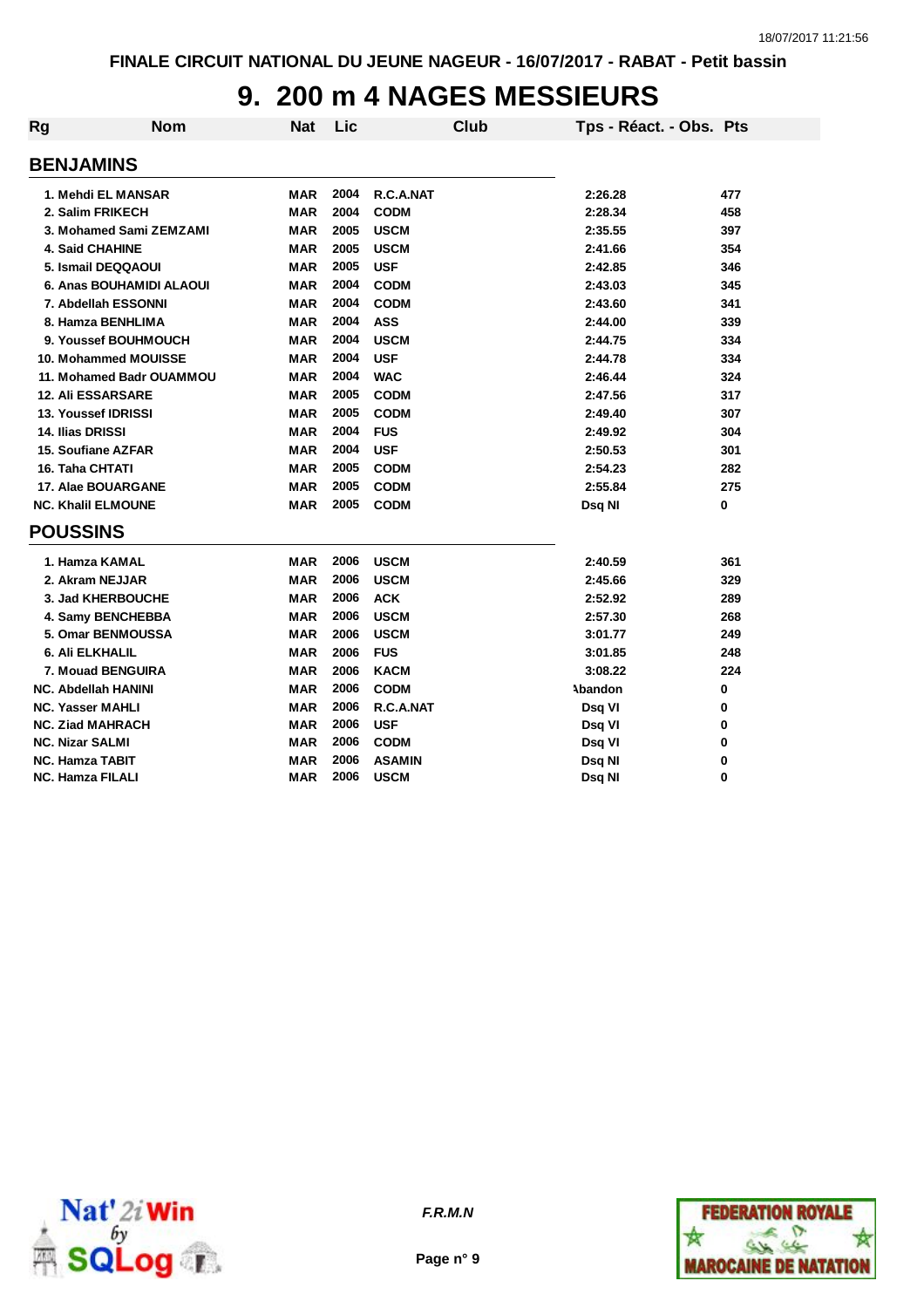FINALE CIRCUIT NATIONAL DU JEUNE NAGEUR - 16/07/2017 - RABAT - Petit bassin

# 9. 200 m 4 NAGES MESSIEURS

| Rg | Nom | Nat | Lic | Club | Tps - Réact. - Obs. | Pts |
|---|---|---|---|---|---|---|
| **BENJAMINS** | | | | | | |
| 1. | Mehdi EL MANSAR | MAR | 2004 | R.C.A.NAT | 2:26.28 | 477 |
| 2. | Salim FRIKECH | MAR | 2004 | CODM | 2:28.34 | 458 |
| 3. | Mohamed Sami ZEMZAMI | MAR | 2005 | USCM | 2:35.55 | 397 |
| 4. | Said CHAHINE | MAR | 2005 | USCM | 2:41.66 | 354 |
| 5. | Ismail DEQQAOUI | MAR | 2005 | USF | 2:42.85 | 346 |
| 6. | Anas BOUHAMIDI ALAOUI | MAR | 2004 | CODM | 2:43.03 | 345 |
| 7. | Abdellah ESSONNI | MAR | 2004 | CODM | 2:43.60 | 341 |
| 8. | Hamza BENHLIMA | MAR | 2004 | ASS | 2:44.00 | 339 |
| 9. | Youssef BOUHMOUCH | MAR | 2004 | USCM | 2:44.75 | 334 |
| 10. | Mohammed MOUISSE | MAR | 2004 | USF | 2:44.78 | 334 |
| 11. | Mohamed Badr OUAMMOU | MAR | 2004 | WAC | 2:46.44 | 324 |
| 12. | Ali ESSARSARE | MAR | 2005 | CODM | 2:47.56 | 317 |
| 13. | Youssef IDRISSI | MAR | 2005 | CODM | 2:49.40 | 307 |
| 14. | Ilias DRISSI | MAR | 2004 | FUS | 2:49.92 | 304 |
| 15. | Soufiane AZFAR | MAR | 2004 | USF | 2:50.53 | 301 |
| 16. | Taha CHTATI | MAR | 2005 | CODM | 2:54.23 | 282 |
| 17. | Alae BOUARGANE | MAR | 2005 | CODM | 2:55.84 | 275 |
| NC. | Khalil ELMOUNE | MAR | 2005 | CODM | Dsq NI | 0 |
| **POUSSINS** | | | | | | |
| 1. | Hamza KAMAL | MAR | 2006 | USCM | 2:40.59 | 361 |
| 2. | Akram NEJJAR | MAR | 2006 | USCM | 2:45.66 | 329 |
| 3. | Jad KHERBOUCHE | MAR | 2006 | ACK | 2:52.92 | 289 |
| 4. | Samy BENCHEBBA | MAR | 2006 | USCM | 2:57.30 | 268 |
| 5. | Omar BENMOUSSA | MAR | 2006 | USCM | 3:01.77 | 249 |
| 6. | Ali ELKHALIL | MAR | 2006 | FUS | 3:01.85 | 248 |
| 7. | Mouad BENGUIRA | MAR | 2006 | KACM | 3:08.22 | 224 |
| NC. | Abdellah HANINI | MAR | 2006 | CODM | Abandon | 0 |
| NC. | Yasser MAHLI | MAR | 2006 | R.C.A.NAT | Dsq VI | 0 |
| NC. | Ziad MAHRACH | MAR | 2006 | USF | Dsq VI | 0 |
| NC. | Nizar SALMI | MAR | 2006 | CODM | Dsq VI | 0 |
| NC. | Hamza TABIT | MAR | 2006 | ASAMIN | Dsq NI | 0 |
| NC. | Hamza FILALI | MAR | 2006 | USCM | Dsq NI | 0 |

*F.R.M.N*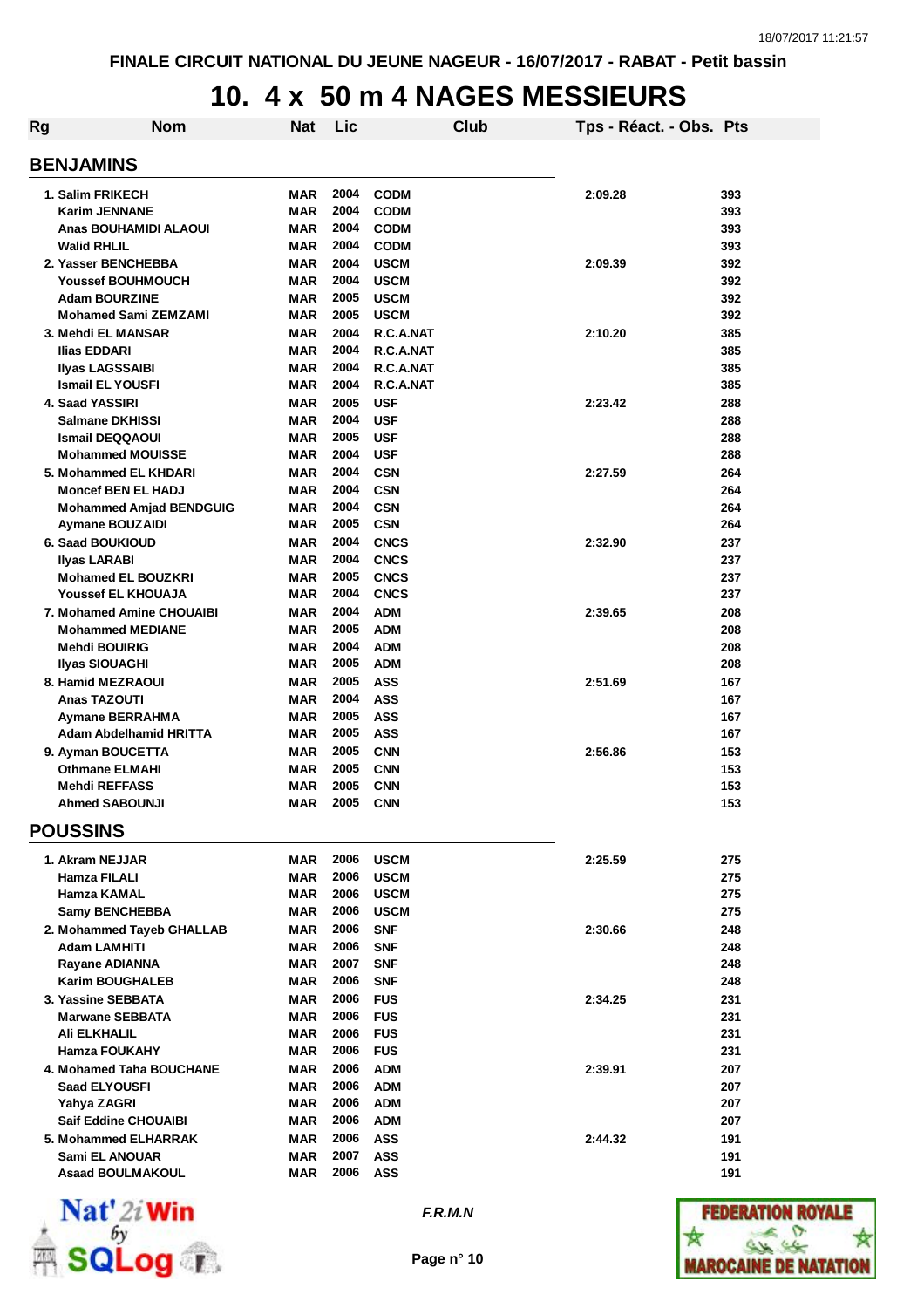FINALE CIRCUIT NATIONAL DU JEUNE NAGEUR - 16/07/2017 - RABAT - Petit bassin

# 10. 4 x 50 m 4 NAGES MESSIEURS

| Rg | Nom | Nat | Lic | Club | Tps - Réact. - Obs. | Pts |
|---|---|---|---|---|---|---|

## BENJAMINS

| Rg | Nom | Nat | Lic | Club | Tps - Réact. - Obs. | Pts |
|---|---|---|---|---|---|---|
| 1. | Salim FRIKECH | MAR | 2004 | CODM | 2:09.28 | 393 |
| | Karim JENNANE | MAR | 2004 | CODM | | 393 |
| | Anas BOUHAMIDI ALAOUI | MAR | 2004 | CODM | | 393 |
| | Walid RHLIL | MAR | 2004 | CODM | | 393 |
| 2. | Yasser BENCHEBBA | MAR | 2004 | USCM | 2:09.39 | 392 |
| | Youssef BOUHMOUCH | MAR | 2004 | USCM | | 392 |
| | Adam BOURZINE | MAR | 2005 | USCM | | 392 |
| | Mohamed Sami ZEMZAMI | MAR | 2005 | USCM | | 392 |
| 3. | Mehdi EL MANSAR | MAR | 2004 | R.C.A.NAT | 2:10.20 | 385 |
| | Ilias EDDARI | MAR | 2004 | R.C.A.NAT | | 385 |
| | Ilyas LAGSSAIBI | MAR | 2004 | R.C.A.NAT | | 385 |
| | Ismail EL YOUSFI | MAR | 2004 | R.C.A.NAT | | 385 |
| 4. | Saad YASSIRI | MAR | 2005 | USF | 2:23.42 | 288 |
| | Salmane DKHISSI | MAR | 2004 | USF | | 288 |
| | Ismail DEQQAOUI | MAR | 2005 | USF | | 288 |
| | Mohammed MOUISSE | MAR | 2004 | USF | | 288 |
| 5. | Mohammed EL KHDARI | MAR | 2004 | CSN | 2:27.59 | 264 |
| | Moncef BEN EL HADJ | MAR | 2004 | CSN | | 264 |
| | Mohammed Amjad BENDGUIG | MAR | 2004 | CSN | | 264 |
| | Aymane BOUZAIDI | MAR | 2005 | CSN | | 264 |
| 6. | Saad BOUKIOUD | MAR | 2004 | CNCS | 2:32.90 | 237 |
| | Ilyas LARABI | MAR | 2004 | CNCS | | 237 |
| | Mohamed EL BOUZKRI | MAR | 2005 | CNCS | | 237 |
| | Youssef EL KHOUAJA | MAR | 2004 | CNCS | | 237 |
| 7. | Mohamed Amine CHOUAIBI | MAR | 2004 | ADM | 2:39.65 | 208 |
| | Mohammed MEDIANE | MAR | 2005 | ADM | | 208 |
| | Mehdi BOUIRIG | MAR | 2004 | ADM | | 208 |
| | Ilyas SIOUAGHI | MAR | 2005 | ADM | | 208 |
| 8. | Hamid MEZRAOUI | MAR | 2005 | ASS | 2:51.69 | 167 |
| | Anas TAZOUTI | MAR | 2004 | ASS | | 167 |
| | Aymane BERRAHMA | MAR | 2005 | ASS | | 167 |
| | Adam Abdelhamid HRITTA | MAR | 2005 | ASS | | 167 |
| 9. | Ayman BOUCETTA | MAR | 2005 | CNN | 2:56.86 | 153 |
| | Othmane ELMAHI | MAR | 2005 | CNN | | 153 |
| | Mehdi REFFASS | MAR | 2005 | CNN | | 153 |
| | Ahmed SABOUNJI | MAR | 2005 | CNN | | 153 |

## POUSSINS

| Rg | Nom | Nat | Lic | Club | Tps - Réact. - Obs. | Pts |
|---|---|---|---|---|---|---|
| 1. | Akram NEJJAR | MAR | 2006 | USCM | 2:25.59 | 275 |
| | Hamza FILALI | MAR | 2006 | USCM | | 275 |
| | Hamza KAMAL | MAR | 2006 | USCM | | 275 |
| | Samy BENCHEBBA | MAR | 2006 | USCM | | 275 |
| 2. | Mohammed Tayeb GHALLAB | MAR | 2006 | SNF | 2:30.66 | 248 |
| | Adam LAMHITI | MAR | 2006 | SNF | | 248 |
| | Rayane ADIANNA | MAR | 2007 | SNF | | 248 |
| | Karim BOUGHALEB | MAR | 2006 | SNF | | 248 |
| 3. | Yassine SEBBATA | MAR | 2006 | FUS | 2:34.25 | 231 |
| | Marwane SEBBATA | MAR | 2006 | FUS | | 231 |
| | Ali ELKHALIL | MAR | 2006 | FUS | | 231 |
| | Hamza FOUKAHY | MAR | 2006 | FUS | | 231 |
| 4. | Mohamed Taha BOUCHANE | MAR | 2006 | ADM | 2:39.91 | 207 |
| | Saad ELYOUSFI | MAR | 2006 | ADM | | 207 |
| | Yahya ZAGRI | MAR | 2006 | ADM | | 207 |
| | Saif Eddine CHOUAIBI | MAR | 2006 | ADM | | 207 |
| 5. | Mohammed ELHARRAK | MAR | 2006 | ASS | 2:44.32 | 191 |
| | Sami EL ANOUAR | MAR | 2007 | ASS | | 191 |
| | Asaad BOULMAKOUL | MAR | 2006 | ASS | | 191 |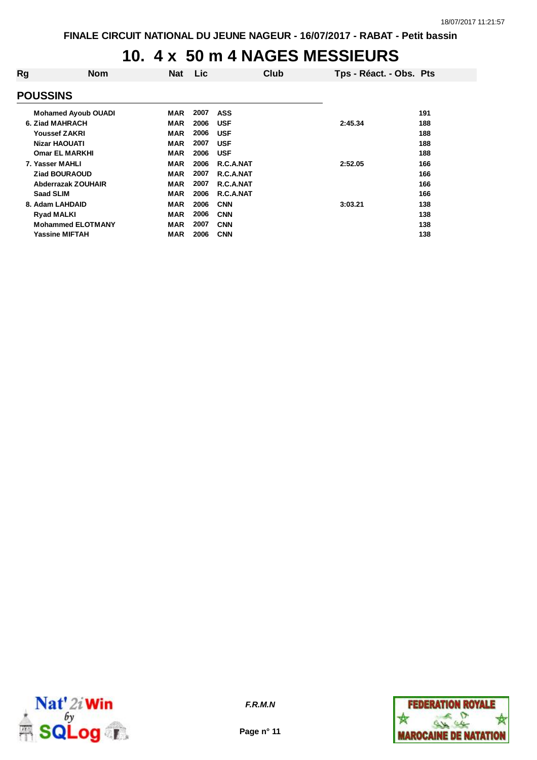FINALE CIRCUIT NATIONAL DU JEUNE NAGEUR - 16/07/2017 - RABAT - Petit bassin

# 10. 4 x 50 m 4 NAGES MESSIEURS

| Rg | Nom | Nat | Lic | Club | Tps - Réact. - Obs. | Pts |
|---|---|---|---|---|---|---|
| **POUSSINS** | | | | | | |
| | Mohamed Ayoub OUADI | MAR | 2007 | ASS | | 191 |
| 6. | Ziad MAHRACH | MAR | 2006 | USF | 2:45.34 | 188 |
| | Youssef ZAKRI | MAR | 2006 | USF | | 188 |
| | Nizar HAOUATI | MAR | 2007 | USF | | 188 |
| | Omar EL MARKHI | MAR | 2006 | USF | | 188 |
| 7. | Yasser MAHLI | MAR | 2006 | R.C.A.NAT | 2:52.05 | 166 |
| | Ziad BOURAOUD | MAR | 2007 | R.C.A.NAT | | 166 |
| | Abderrazak ZOUHAIR | MAR | 2007 | R.C.A.NAT | | 166 |
| | Saad SLIM | MAR | 2006 | R.C.A.NAT | | 166 |
| 8. | Adam LAHDAID | MAR | 2006 | CNN | 3:03.21 | 138 |
| | Ryad MALKI | MAR | 2006 | CNN | | 138 |
| | Mohammed ELOTMANY | MAR | 2007 | CNN | | 138 |
| | Yassine MIFTAH | MAR | 2006 | CNN | | 138 |

*F.R.M.N*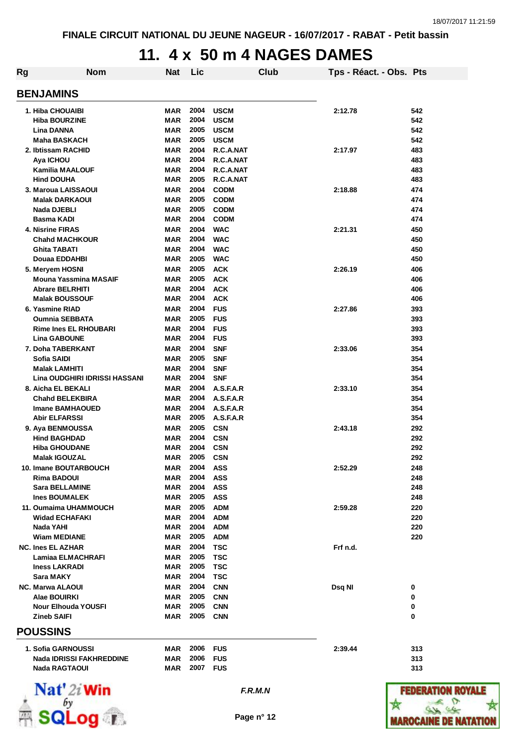FINALE CIRCUIT NATIONAL DU JEUNE NAGEUR - 16/07/2017 - RABAT - Petit bassin

# 11. 4 x 50 m 4 NAGES DAMES

## BENJAMINS

| Rg | Nom | Nat | Lic | Club | Tps - Réact. - Obs. | Pts |
|---|---|---|---|---|---|---|
| 1. | Hiba CHOUAIBI | MAR | 2004 | USCM | 2:12.78 | 542 |
| | Hiba BOURZINE | MAR | 2004 | USCM | | 542 |
| | Lina DANNA | MAR | 2005 | USCM | | 542 |
| | Maha BASKACH | MAR | 2005 | USCM | | 542 |
| 2. | Ibtissam RACHID | MAR | 2004 | R.C.A.NAT | 2:17.97 | 483 |
| | Aya ICHOU | MAR | 2004 | R.C.A.NAT | | 483 |
| | Kamilia MAALOUF | MAR | 2004 | R.C.A.NAT | | 483 |
| | Hind DOUHA | MAR | 2005 | R.C.A.NAT | | 483 |
| 3. | Maroua LAISSAOUI | MAR | 2004 | CODM | 2:18.88 | 474 |
| | Malak DARKAOUI | MAR | 2005 | CODM | | 474 |
| | Nada DJEBLI | MAR | 2005 | CODM | | 474 |
| | Basma KADI | MAR | 2004 | CODM | | 474 |
| 4. | Nisrine FIRAS | MAR | 2004 | WAC | 2:21.31 | 450 |
| | Chahd MACHKOUR | MAR | 2004 | WAC | | 450 |
| | Ghita TABATI | MAR | 2004 | WAC | | 450 |
| | Douaa EDDAHBI | MAR | 2005 | WAC | | 450 |
| 5. | Meryem HOSNI | MAR | 2005 | ACK | 2:26.19 | 406 |
| | Mouna Yassmina MASAIF | MAR | 2005 | ACK | | 406 |
| | Abrare BELRHITI | MAR | 2004 | ACK | | 406 |
| | Malak BOUSSOUF | MAR | 2004 | ACK | | 406 |
| 6. | Yasmine RIAD | MAR | 2004 | FUS | 2:27.86 | 393 |
| | Oumnia SEBBATA | MAR | 2005 | FUS | | 393 |
| | Rime Ines EL RHOUBARI | MAR | 2004 | FUS | | 393 |
| | Lina GABOUNE | MAR | 2004 | FUS | | 393 |
| 7. | Doha TABERKANT | MAR | 2004 | SNF | 2:33.06 | 354 |
| | Sofia SAIDI | MAR | 2005 | SNF | | 354 |
| | Malak LAMHITI | MAR | 2004 | SNF | | 354 |
| | Lina OUDGHIRI IDRISSI HASSANI | MAR | 2004 | SNF | | 354 |
| 8. | Aicha EL BEKALI | MAR | 2004 | A.S.F.A.R | 2:33.10 | 354 |
| | Chahd BELEKBIRA | MAR | 2004 | A.S.F.A.R | | 354 |
| | Imane BAMHAOUED | MAR | 2004 | A.S.F.A.R | | 354 |
| | Abir ELFARSSI | MAR | 2005 | A.S.F.A.R | | 354 |
| 9. | Aya BENMOUSSA | MAR | 2005 | CSN | 2:43.18 | 292 |
| | Hind BAGHDAD | MAR | 2004 | CSN | | 292 |
| | Hiba GHOUDANE | MAR | 2004 | CSN | | 292 |
| | Malak IGOUZAL | MAR | 2005 | CSN | | 292 |
| 10. | Imane BOUTARBOUCH | MAR | 2004 | ASS | 2:52.29 | 248 |
| | Rima BADOUI | MAR | 2004 | ASS | | 248 |
| | Sara BELLAMINE | MAR | 2004 | ASS | | 248 |
| | Ines BOUMALEK | MAR | 2005 | ASS | | 248 |
| 11. | Oumaima UHAMMOUCH | MAR | 2005 | ADM | 2:59.28 | 220 |
| | Widad ECHAFAKI | MAR | 2004 | ADM | | 220 |
| | Nada YAHI | MAR | 2004 | ADM | | 220 |
| | Wiam MEDIANE | MAR | 2005 | ADM | | 220 |
| NC. | Ines EL AZHAR | MAR | 2004 | TSC | Frf n.d. | |
| | Lamiaa ELMACHRAFI | MAR | 2005 | TSC | | |
| | Iness LAKRADI | MAR | 2005 | TSC | | |
| | Sara MAKY | MAR | 2004 | TSC | | |
| NC. | Marwa ALAOUI | MAR | 2004 | CNN | Dsq NI | 0 |
| | Alae BOUIRKI | MAR | 2005 | CNN | | 0 |
| | Nour Elhouda YOUSFI | MAR | 2005 | CNN | | 0 |
| | Zineb SAIFI | MAR | 2005 | CNN | | 0 |

## POUSSINS

| Rg | Nom | Nat | Lic | Club | Tps - Réact. - Obs. | Pts |
|---|---|---|---|---|---|---|
| 1. | Sofia GARNOUSSI | MAR | 2006 | FUS | 2:39.44 | 313 |
| | Nada IDRISSI FAKHREDDINE | MAR | 2006 | FUS | | 313 |
| | Nada RAGTAOUI | MAR | 2007 | FUS | | 313 |

F.R.M.N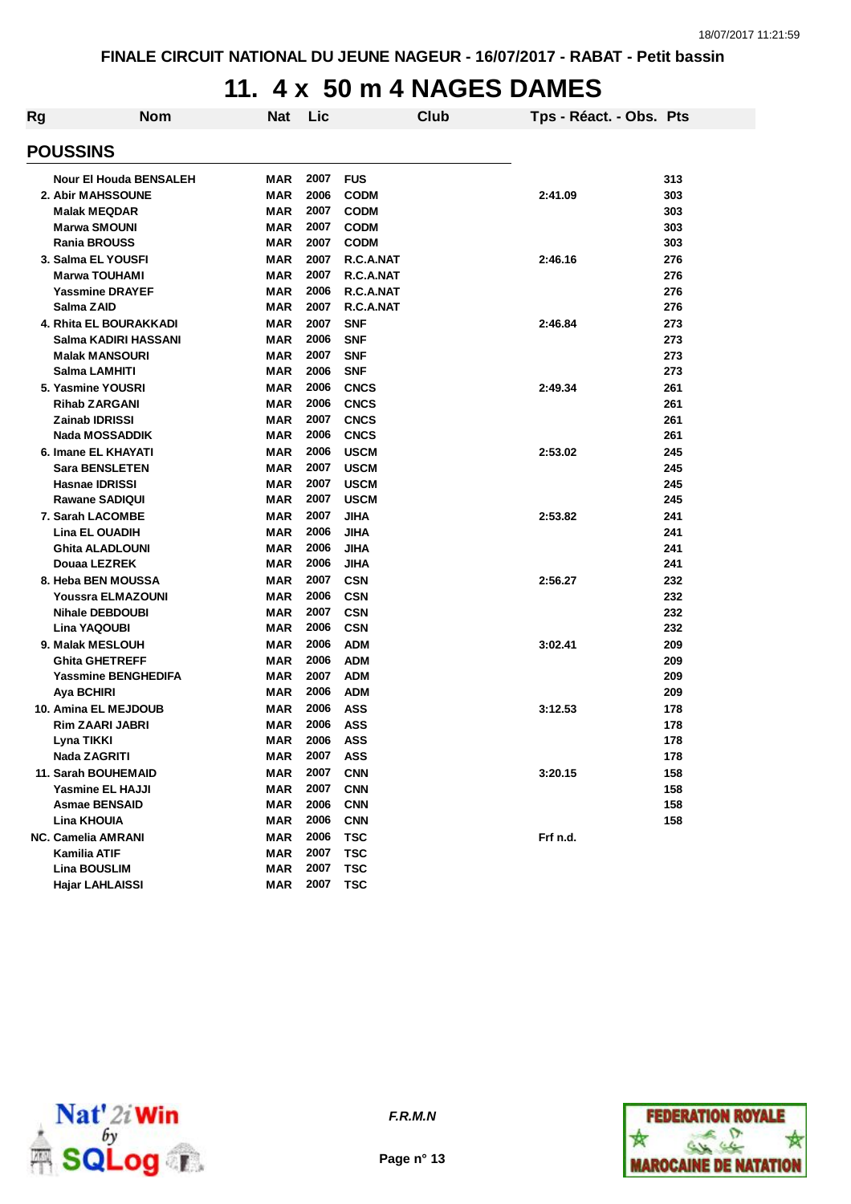FINALE CIRCUIT NATIONAL DU JEUNE NAGEUR - 16/07/2017 - RABAT - Petit bassin

# 11. 4 x 50 m 4 NAGES DAMES

| Rg | Nom | Nat | Lic | Club | Tps - Réact. - Obs. | Pts |
|---|---|---|---|---|---|---|
| **POUSSINS** | | | | | | |
| | Nour El Houda BENSALEH | MAR | 2007 | FUS | | 313 |
| 2. | Abir MAHSSOUNE | MAR | 2006 | CODM | 2:41.09 | 303 |
| | Malak MEQDAR | MAR | 2007 | CODM | | 303 |
| | Marwa SMOUNI | MAR | 2007 | CODM | | 303 |
| | Rania BROUSS | MAR | 2007 | CODM | | 303 |
| 3. | Salma EL YOUSFI | MAR | 2007 | R.C.A.NAT | 2:46.16 | 276 |
| | Marwa TOUHAMI | MAR | 2007 | R.C.A.NAT | | 276 |
| | Yassmine DRAYEF | MAR | 2006 | R.C.A.NAT | | 276 |
| | Salma ZAID | MAR | 2007 | R.C.A.NAT | | 276 |
| 4. | Rhita EL BOURAKKADI | MAR | 2007 | SNF | 2:46.84 | 273 |
| | Salma KADIRI HASSANI | MAR | 2006 | SNF | | 273 |
| | Malak MANSOURI | MAR | 2007 | SNF | | 273 |
| | Salma LAMHITI | MAR | 2006 | SNF | | 273 |
| 5. | Yasmine YOUSRI | MAR | 2006 | CNCS | 2:49.34 | 261 |
| | Rihab ZARGANI | MAR | 2006 | CNCS | | 261 |
| | Zainab IDRISSI | MAR | 2007 | CNCS | | 261 |
| | Nada MOSSADDIK | MAR | 2006 | CNCS | | 261 |
| 6. | Imane EL KHAYATI | MAR | 2006 | USCM | 2:53.02 | 245 |
| | Sara BENSLETEN | MAR | 2007 | USCM | | 245 |
| | Hasnae IDRISSI | MAR | 2007 | USCM | | 245 |
| | Rawane SADIQUI | MAR | 2007 | USCM | | 245 |
| 7. | Sarah LACOMBE | MAR | 2007 | JIHA | 2:53.82 | 241 |
| | Lina EL OUADIH | MAR | 2006 | JIHA | | 241 |
| | Ghita ALADLOUNI | MAR | 2006 | JIHA | | 241 |
| | Douaa LEZREK | MAR | 2006 | JIHA | | 241 |
| 8. | Heba BEN MOUSSA | MAR | 2007 | CSN | 2:56.27 | 232 |
| | Youssra ELMAZOUNI | MAR | 2006 | CSN | | 232 |
| | Nihale DEBDOUBI | MAR | 2007 | CSN | | 232 |
| | Lina YAQOUBI | MAR | 2006 | CSN | | 232 |
| 9. | Malak MESLOUH | MAR | 2006 | ADM | 3:02.41 | 209 |
| | Ghita GHETREFF | MAR | 2006 | ADM | | 209 |
| | Yassmine BENGHEDIFA | MAR | 2007 | ADM | | 209 |
| | Aya BCHIRI | MAR | 2006 | ADM | | 209 |
| 10. | Amina EL MEJDOUB | MAR | 2006 | ASS | 3:12.53 | 178 |
| | Rim ZAARI JABRI | MAR | 2006 | ASS | | 178 |
| | Lyna TIKKI | MAR | 2006 | ASS | | 178 |
| | Nada ZAGRITI | MAR | 2007 | ASS | | 178 |
| 11. | Sarah BOUHEMAID | MAR | 2007 | CNN | 3:20.15 | 158 |
| | Yasmine EL HAJJI | MAR | 2007 | CNN | | 158 |
| | Asmae BENSAID | MAR | 2006 | CNN | | 158 |
| | Lina KHOUIA | MAR | 2006 | CNN | | 158 |
| NC. | Camelia AMRANI | MAR | 2006 | TSC | Frf n.d. | |
| | Kamilia ATIF | MAR | 2007 | TSC | | |
| | Lina BOUSLIM | MAR | 2007 | TSC | | |
| | Hajar LAHLAISSI | MAR | 2007 | TSC | | |

*F.R.M.N*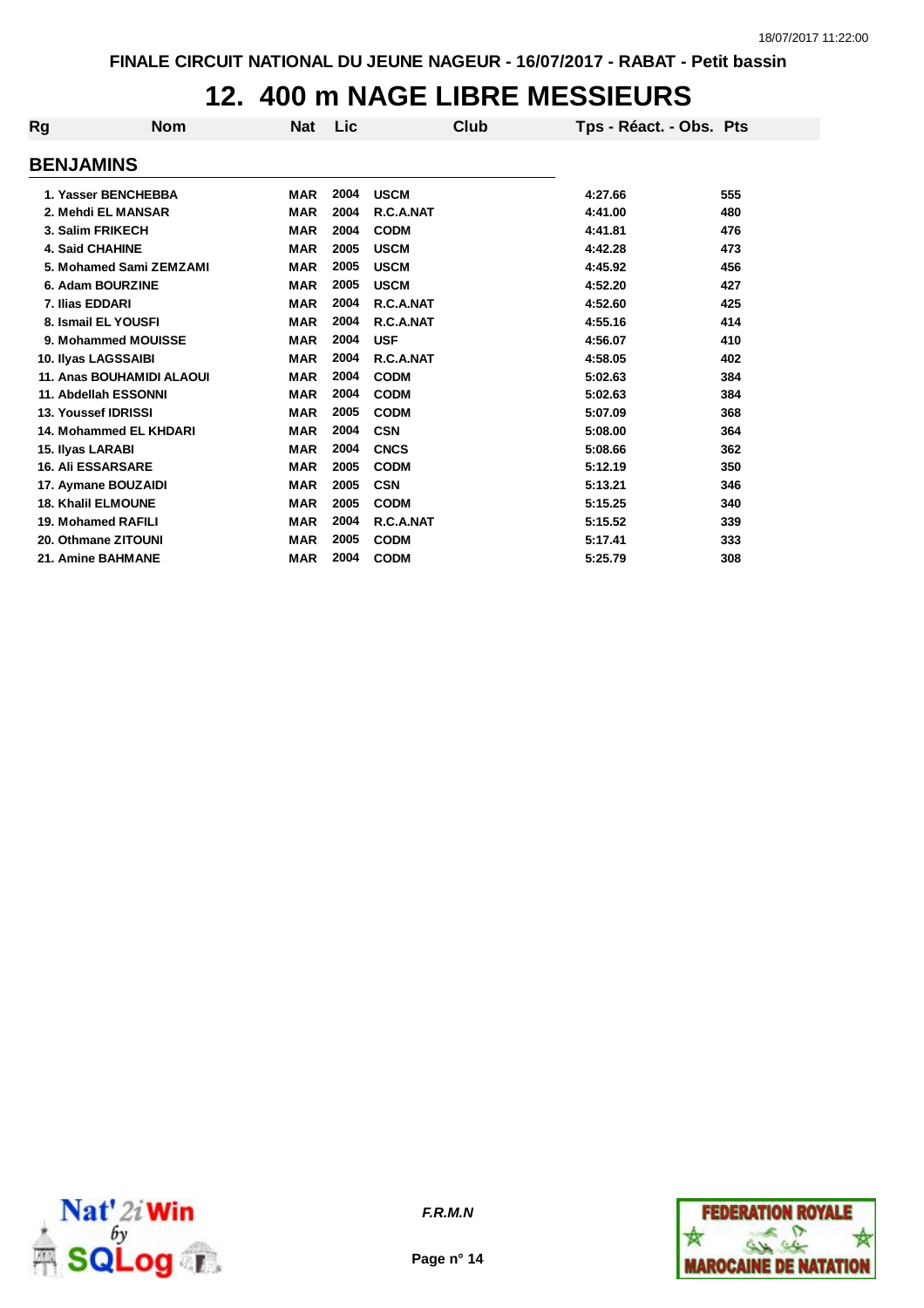# 12. 400 m NAGE LIBRE MESSIEURS

## BENJAMINS

| Rg | Nom | Nat | Lic | Club | Tps - Réact. - Obs. | Pts |
|---|---|---|---|---|---|---|
| 1. | Yasser BENCHEBBA | MAR | 2004 | USCM | 4:27.66 | 555 |
| 2. | Mehdi EL MANSAR | MAR | 2004 | R.C.A.NAT | 4:41.00 | 480 |
| 3. | Salim FRIKECH | MAR | 2004 | CODM | 4:41.81 | 476 |
| 4. | Said CHAHINE | MAR | 2005 | USCM | 4:42.28 | 473 |
| 5. | Mohamed Sami ZEMZAMI | MAR | 2005 | USCM | 4:45.92 | 456 |
| 6. | Adam BOURZINE | MAR | 2005 | USCM | 4:52.20 | 427 |
| 7. | Ilias EDDARI | MAR | 2004 | R.C.A.NAT | 4:52.60 | 425 |
| 8. | Ismail EL YOUSFI | MAR | 2004 | R.C.A.NAT | 4:55.16 | 414 |
| 9. | Mohammed MOUISSE | MAR | 2004 | USF | 4:56.07 | 410 |
| 10. | Ilyas LAGSSAIBI | MAR | 2004 | R.C.A.NAT | 4:58.05 | 402 |
| 11. | Anas BOUHAMIDI ALAOUI | MAR | 2004 | CODM | 5:02.63 | 384 |
| 11. | Abdellah ESSONNI | MAR | 2004 | CODM | 5:02.63 | 384 |
| 13. | Youssef IDRISSI | MAR | 2005 | CODM | 5:07.09 | 368 |
| 14. | Mohammed EL KHDARI | MAR | 2004 | CSN | 5:08.00 | 364 |
| 15. | Ilyas LARABI | MAR | 2004 | CNCS | 5:08.66 | 362 |
| 16. | Ali ESSARSARE | MAR | 2005 | CODM | 5:12.19 | 350 |
| 17. | Aymane BOUZAIDI | MAR | 2005 | CSN | 5:13.21 | 346 |
| 18. | Khalil ELMOUNE | MAR | 2005 | CODM | 5:15.25 | 340 |
| 19. | Mohamed RAFILI | MAR | 2004 | R.C.A.NAT | 5:15.52 | 339 |
| 20. | Othmane ZITOUNI | MAR | 2005 | CODM | 5:17.41 | 333 |
| 21. | Amine BAHMANE | MAR | 2004 | CODM | 5:25.79 | 308 |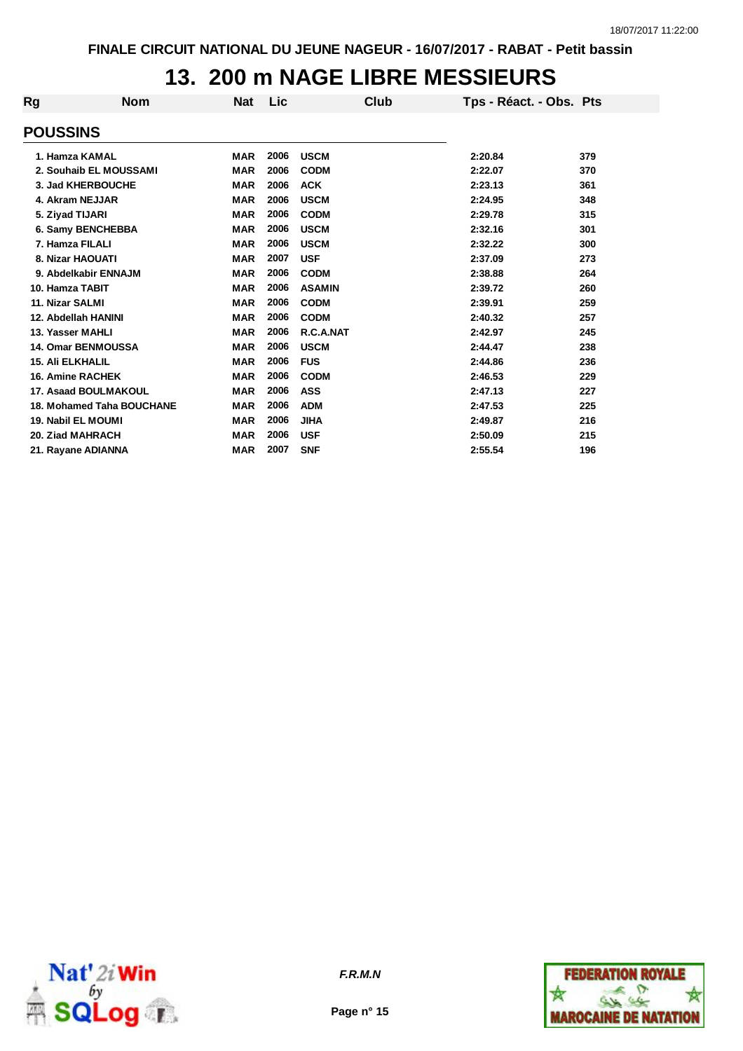# 13. 200 m NAGE LIBRE MESSIEURS

| Rg | Nom | Nat | Lic | Club | Tps - Réact. - Obs. | Pts |
|---|---|---|---|---|---|---|
| **POUSSINS** | | | | | | |
| 1. | Hamza KAMAL | MAR | 2006 | USCM | 2:20.84 | 379 |
| 2. | Souhaib EL MOUSSAMI | MAR | 2006 | CODM | 2:22.07 | 370 |
| 3. | Jad KHERBOUCHE | MAR | 2006 | ACK | 2:23.13 | 361 |
| 4. | Akram NEJJAR | MAR | 2006 | USCM | 2:24.95 | 348 |
| 5. | Ziyad TIJARI | MAR | 2006 | CODM | 2:29.78 | 315 |
| 6. | Samy BENCHEBBA | MAR | 2006 | USCM | 2:32.16 | 301 |
| 7. | Hamza FILALI | MAR | 2006 | USCM | 2:32.22 | 300 |
| 8. | Nizar HAOUATI | MAR | 2007 | USF | 2:37.09 | 273 |
| 9. | Abdelkabir ENNAJM | MAR | 2006 | CODM | 2:38.88 | 264 |
| 10. | Hamza TABIT | MAR | 2006 | ASAMIN | 2:39.72 | 260 |
| 11. | Nizar SALMI | MAR | 2006 | CODM | 2:39.91 | 259 |
| 12. | Abdellah HANINI | MAR | 2006 | CODM | 2:40.32 | 257 |
| 13. | Yasser MAHLI | MAR | 2006 | R.C.A.NAT | 2:42.97 | 245 |
| 14. | Omar BENMOUSSA | MAR | 2006 | USCM | 2:44.47 | 238 |
| 15. | Ali ELKHALIL | MAR | 2006 | FUS | 2:44.86 | 236 |
| 16. | Amine RACHEK | MAR | 2006 | CODM | 2:46.53 | 229 |
| 17. | Asaad BOULMAKOUL | MAR | 2006 | ASS | 2:47.13 | 227 |
| 18. | Mohamed Taha BOUCHANE | MAR | 2006 | ADM | 2:47.53 | 225 |
| 19. | Nabil EL MOUMI | MAR | 2006 | JIHA | 2:49.87 | 216 |
| 20. | Ziad MAHRACH | MAR | 2006 | USF | 2:50.09 | 215 |
| 21. | Rayane ADIANNA | MAR | 2007 | SNF | 2:55.54 | 196 |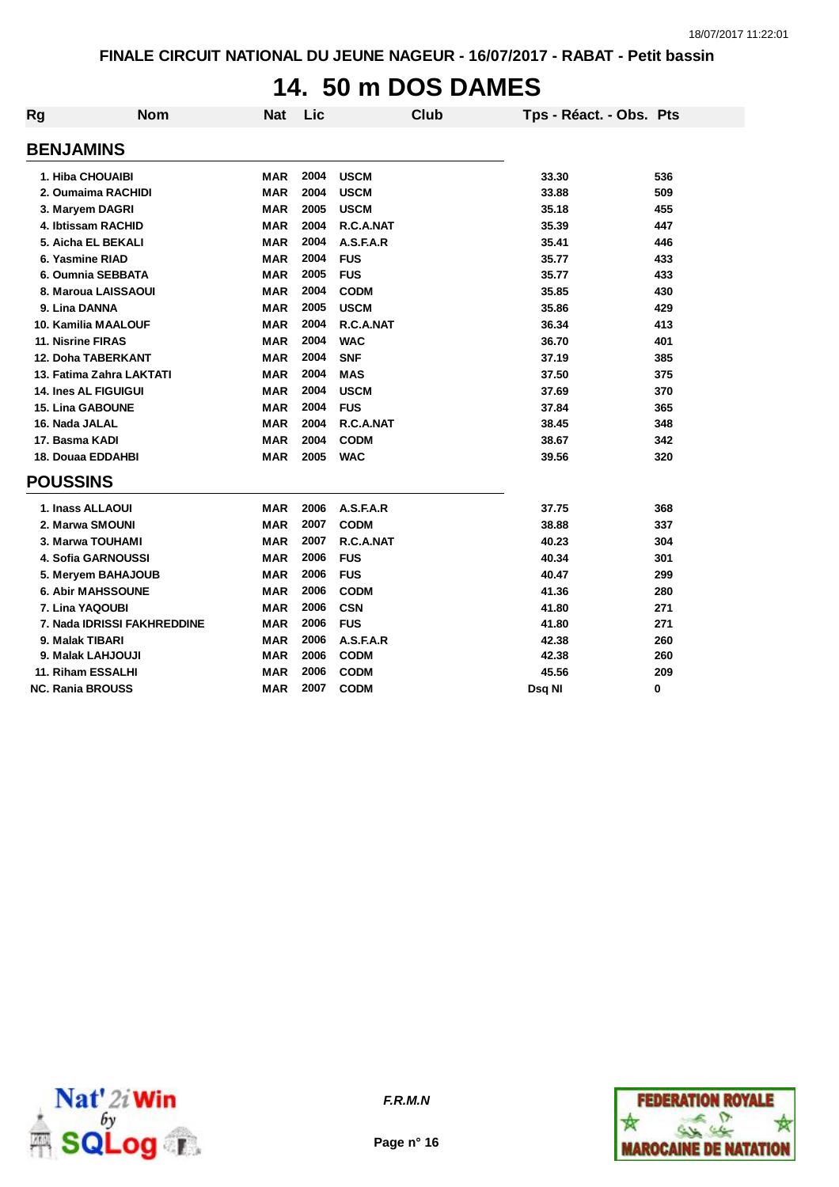# 14. 50 m DOS DAMES

| Rg | Nom | Nat | Lic | Club | Tps - Réact. - Obs. | Pts |
|---|---|---|---|---|---|---|
| **BENJAMINS** | | | | | | |
| 1. | Hiba CHOUAIBI | MAR | 2004 | USCM | 33.30 | 536 |
| 2. | Oumaima RACHIDI | MAR | 2004 | USCM | 33.88 | 509 |
| 3. | Maryem DAGRI | MAR | 2005 | USCM | 35.18 | 455 |
| 4. | Ibtissam RACHID | MAR | 2004 | R.C.A.NAT | 35.39 | 447 |
| 5. | Aicha EL BEKALI | MAR | 2004 | A.S.F.A.R | 35.41 | 446 |
| 6. | Yasmine RIAD | MAR | 2004 | FUS | 35.77 | 433 |
| 6. | Oumnia SEBBATA | MAR | 2005 | FUS | 35.77 | 433 |
| 8. | Maroua LAISSAOUI | MAR | 2004 | CODM | 35.85 | 430 |
| 9. | Lina DANNA | MAR | 2005 | USCM | 35.86 | 429 |
| 10. | Kamilia MAALOUF | MAR | 2004 | R.C.A.NAT | 36.34 | 413 |
| 11. | Nisrine FIRAS | MAR | 2004 | WAC | 36.70 | 401 |
| 12. | Doha TABERKANT | MAR | 2004 | SNF | 37.19 | 385 |
| 13. | Fatima Zahra LAKTATI | MAR | 2004 | MAS | 37.50 | 375 |
| 14. | Ines AL FIGUIGUI | MAR | 2004 | USCM | 37.69 | 370 |
| 15. | Lina GABOUNE | MAR | 2004 | FUS | 37.84 | 365 |
| 16. | Nada JALAL | MAR | 2004 | R.C.A.NAT | 38.45 | 348 |
| 17. | Basma KADI | MAR | 2004 | CODM | 38.67 | 342 |
| 18. | Douaa EDDAHBI | MAR | 2005 | WAC | 39.56 | 320 |
| **POUSSINS** | | | | | | |
| 1. | Inass ALLAOUI | MAR | 2006 | A.S.F.A.R | 37.75 | 368 |
| 2. | Marwa SMOUNI | MAR | 2007 | CODM | 38.88 | 337 |
| 3. | Marwa TOUHAMI | MAR | 2007 | R.C.A.NAT | 40.23 | 304 |
| 4. | Sofia GARNOUSSI | MAR | 2006 | FUS | 40.34 | 301 |
| 5. | Meryem BAHAJOUB | MAR | 2006 | FUS | 40.47 | 299 |
| 6. | Abir MAHSSOUNE | MAR | 2006 | CODM | 41.36 | 280 |
| 7. | Lina YAQOUBI | MAR | 2006 | CSN | 41.80 | 271 |
| 7. | Nada IDRISSI FAKHREDDINE | MAR | 2006 | FUS | 41.80 | 271 |
| 9. | Malak TIBARI | MAR | 2006 | A.S.F.A.R | 42.38 | 260 |
| 9. | Malak LAHJOUJI | MAR | 2006 | CODM | 42.38 | 260 |
| 11. | Riham ESSALHI | MAR | 2006 | CODM | 45.56 | 209 |
| NC. | Rania BROUSS | MAR | 2007 | CODM | Dsq NI | 0 |

F.R.M.N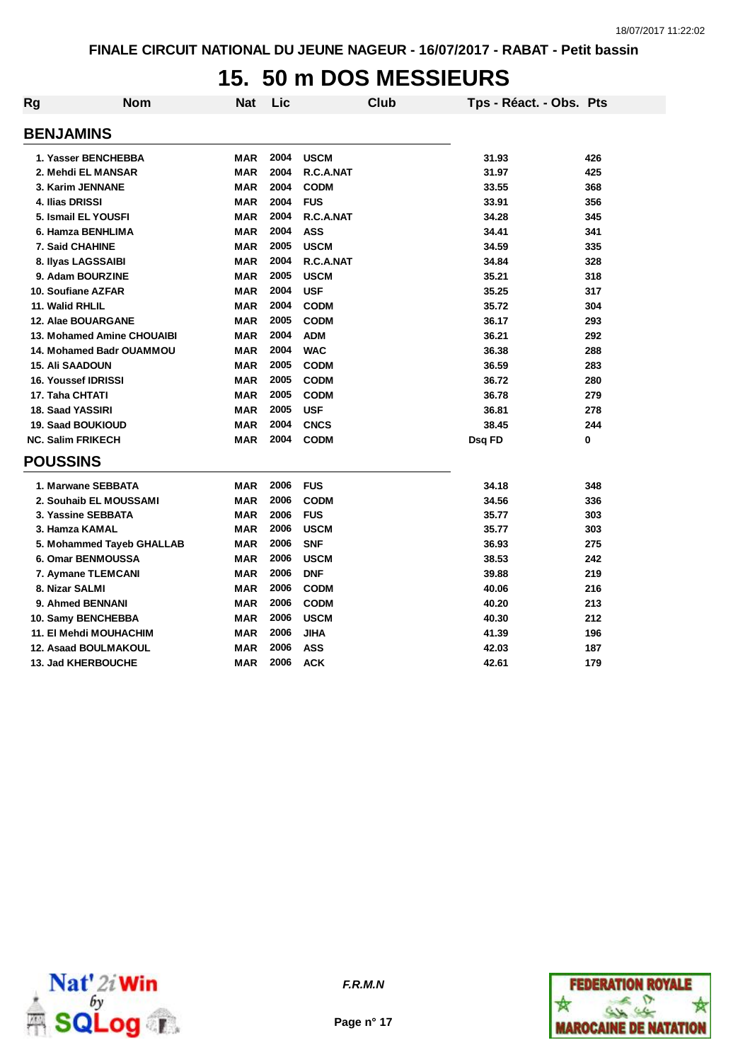FINALE CIRCUIT NATIONAL DU JEUNE NAGEUR - 16/07/2017 - RABAT - Petit bassin

# 15. 50 m DOS MESSIEURS

| Rg | Nom | Nat | Lic | Club | Tps - Réact. - Obs. | Pts |
|---|---|---|---|---|---|---|
| **BENJAMINS** | | | | | | |
| 1. | Yasser BENCHEBBA | MAR | 2004 | USCM | 31.93 | 426 |
| 2. | Mehdi EL MANSAR | MAR | 2004 | R.C.A.NAT | 31.97 | 425 |
| 3. | Karim JENNANE | MAR | 2004 | CODM | 33.55 | 368 |
| 4. | Ilias DRISSI | MAR | 2004 | FUS | 33.91 | 356 |
| 5. | Ismail EL YOUSFI | MAR | 2004 | R.C.A.NAT | 34.28 | 345 |
| 6. | Hamza BENHLIMA | MAR | 2004 | ASS | 34.41 | 341 |
| 7. | Said CHAHINE | MAR | 2005 | USCM | 34.59 | 335 |
| 8. | Ilyas LAGSSAIBI | MAR | 2004 | R.C.A.NAT | 34.84 | 328 |
| 9. | Adam BOURZINE | MAR | 2005 | USCM | 35.21 | 318 |
| 10. | Soufiane AZFAR | MAR | 2004 | USF | 35.25 | 317 |
| 11. | Walid RHLIL | MAR | 2004 | CODM | 35.72 | 304 |
| 12. | Alae BOURAGANE | MAR | 2005 | CODM | 36.17 | 293 |
| 13. | Mohamed Amine CHOUAIBI | MAR | 2004 | ADM | 36.21 | 292 |
| 14. | Mohamed Badr OUAMMOU | MAR | 2004 | WAC | 36.38 | 288 |
| 15. | Ali SAADOUN | MAR | 2005 | CODM | 36.59 | 283 |
| 16. | Youssef IDRISSI | MAR | 2005 | CODM | 36.72 | 280 |
| 17. | Taha CHTATI | MAR | 2005 | CODM | 36.78 | 279 |
| 18. | Saad YASSIRI | MAR | 2005 | USF | 36.81 | 278 |
| 19. | Saad BOUKIOUD | MAR | 2004 | CNCS | 38.45 | 244 |
| NC. | Salim FRIKECH | MAR | 2004 | CODM | Dsq FD | 0 |
| **POUSSINS** | | | | | | |
| 1. | Marwane SEBBATA | MAR | 2006 | FUS | 34.18 | 348 |
| 2. | Souhaib EL MOUSSAMI | MAR | 2006 | CODM | 34.56 | 336 |
| 3. | Yassine SEBBATA | MAR | 2006 | FUS | 35.77 | 303 |
| 3. | Hamza KAMAL | MAR | 2006 | USCM | 35.77 | 303 |
| 5. | Mohammed Tayeb GHALLAB | MAR | 2006 | SNF | 36.93 | 275 |
| 6. | Omar BENMOUSSA | MAR | 2006 | USCM | 38.53 | 242 |
| 7. | Aymane TLEMCANI | MAR | 2006 | DNF | 39.88 | 219 |
| 8. | Nizar SALMI | MAR | 2006 | CODM | 40.06 | 216 |
| 9. | Ahmed BENNANI | MAR | 2006 | CODM | 40.20 | 213 |
| 10. | Samy BENCHEBBA | MAR | 2006 | USCM | 40.30 | 212 |
| 11. | El Mehdi MOUHACHIM | MAR | 2006 | JIHA | 41.39 | 196 |
| 12. | Asaad BOULMAKOUL | MAR | 2006 | ASS | 42.03 | 187 |
| 13. | Jad KHERBOUCHE | MAR | 2006 | ACK | 42.61 | 179 |

*F.R.M.N*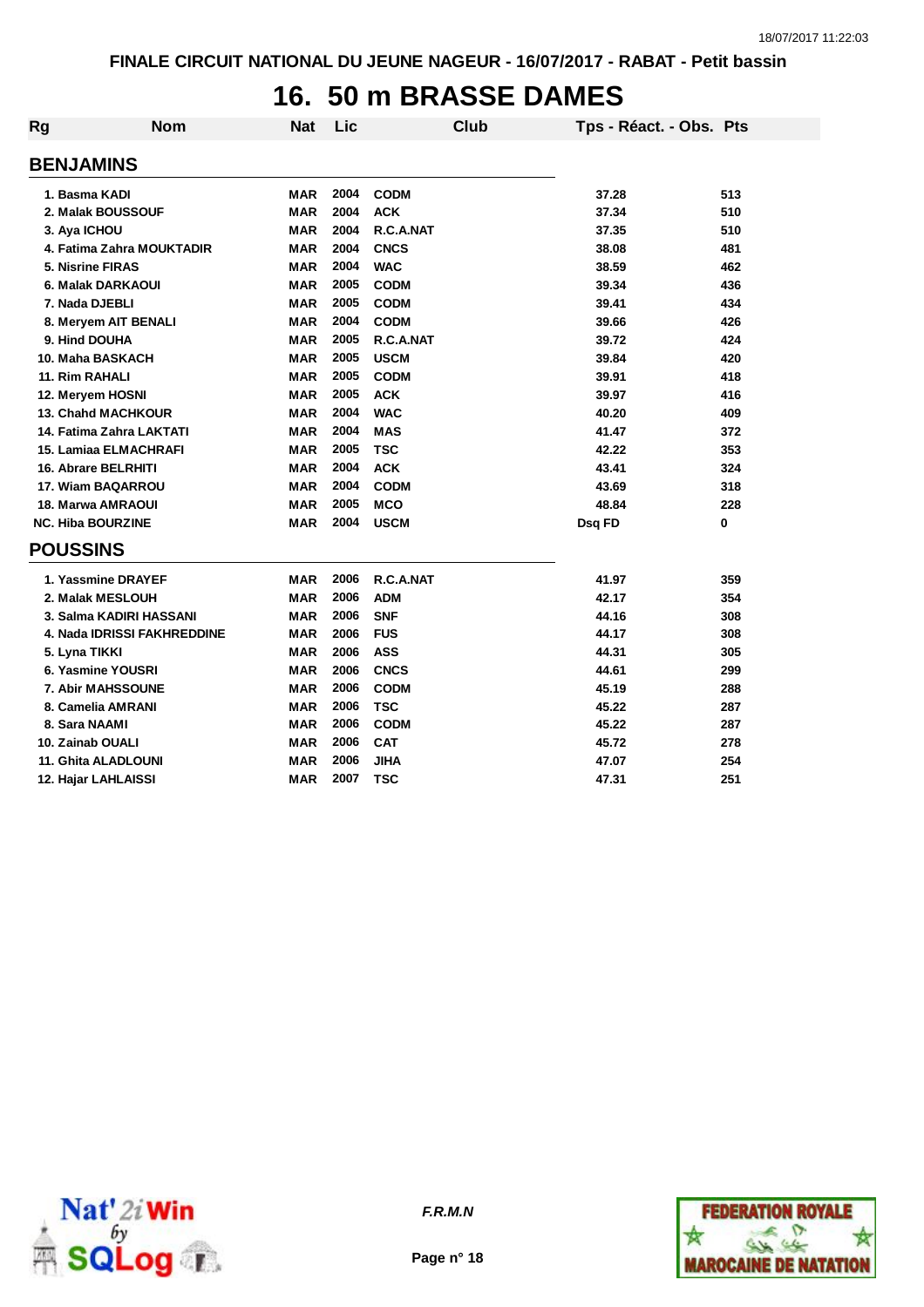# 16. 50 m BRASSE DAMES

| Rg | Nom | Nat | Lic | Club | Tps - Réact. - Obs. | Pts |
|---|---|---|---|---|---|---|
| **BENJAMINS** | | | | | | |
| 1. | Basma KADI | MAR | 2004 | CODM | 37.28 | 513 |
| 2. | Malak BOUSSOUF | MAR | 2004 | ACK | 37.34 | 510 |
| 3. | Aya ICHOU | MAR | 2004 | R.C.A.NAT | 37.35 | 510 |
| 4. | Fatima Zahra MOUKTADIR | MAR | 2004 | CNCS | 38.08 | 481 |
| 5. | Nisrine FIRAS | MAR | 2004 | WAC | 38.59 | 462 |
| 6. | Malak DARKAOUI | MAR | 2005 | CODM | 39.34 | 436 |
| 7. | Nada DJEBLI | MAR | 2005 | CODM | 39.41 | 434 |
| 8. | Meryem AIT BENALI | MAR | 2004 | CODM | 39.66 | 426 |
| 9. | Hind DOUHA | MAR | 2005 | R.C.A.NAT | 39.72 | 424 |
| 10. | Maha BASKACH | MAR | 2005 | USCM | 39.84 | 420 |
| 11. | Rim RAHALI | MAR | 2005 | CODM | 39.91 | 418 |
| 12. | Meryem HOSNI | MAR | 2005 | ACK | 39.97 | 416 |
| 13. | Chahd MACHKOUR | MAR | 2004 | WAC | 40.20 | 409 |
| 14. | Fatima Zahra LAKTATI | MAR | 2004 | MAS | 41.47 | 372 |
| 15. | Lamiaa ELMACHRAFI | MAR | 2005 | TSC | 42.22 | 353 |
| 16. | Abrare BELRHITI | MAR | 2004 | ACK | 43.41 | 324 |
| 17. | Wiam BAQARROU | MAR | 2004 | CODM | 43.69 | 318 |
| 18. | Marwa AMRAOUI | MAR | 2005 | MCO | 48.84 | 228 |
| NC. | Hiba BOURZINE | MAR | 2004 | USCM | Dsq FD | 0 |
| **POUSSINS** | | | | | | |
| 1. | Yassmine DRAYEF | MAR | 2006 | R.C.A.NAT | 41.97 | 359 |
| 2. | Malak MESLOUH | MAR | 2006 | ADM | 42.17 | 354 |
| 3. | Salma KADIRI HASSANI | MAR | 2006 | SNF | 44.16 | 308 |
| 4. | Nada IDRISSI FAKHREDDINE | MAR | 2006 | FUS | 44.17 | 308 |
| 5. | Lyna TIKKI | MAR | 2006 | ASS | 44.31 | 305 |
| 6. | Yasmine YOUSRI | MAR | 2006 | CNCS | 44.61 | 299 |
| 7. | Abir MAHSSOUNE | MAR | 2006 | CODM | 45.19 | 288 |
| 8. | Camelia AMRANI | MAR | 2006 | TSC | 45.22 | 287 |
| 8. | Sara NAAMI | MAR | 2006 | CODM | 45.22 | 287 |
| 10. | Zainab OUALI | MAR | 2006 | CAT | 45.72 | 278 |
| 11. | Ghita ALADLOUNI | MAR | 2006 | JIHA | 47.07 | 254 |
| 12. | Hajar LAHLAISSI | MAR | 2007 | TSC | 47.31 | 251 |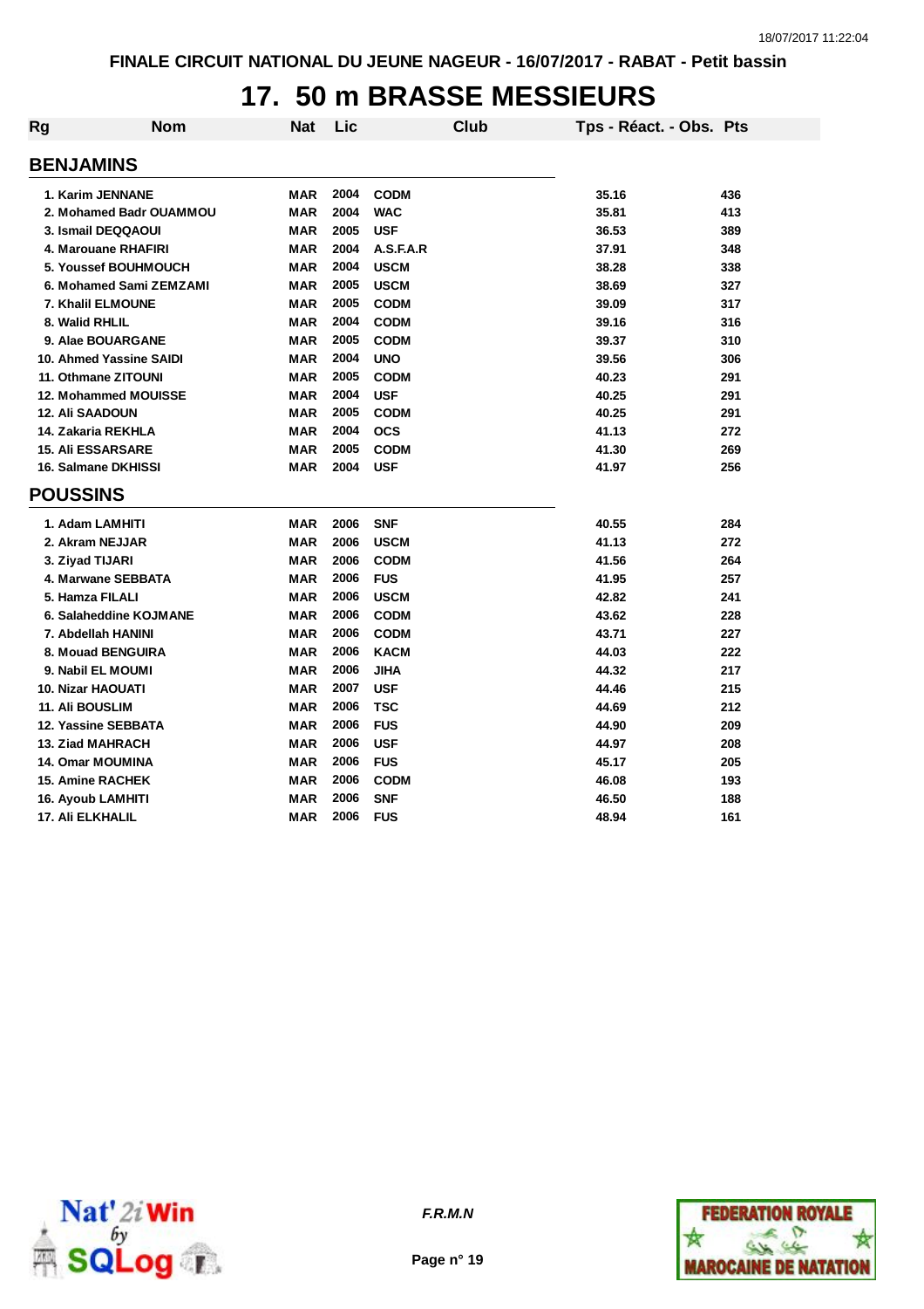# 17. 50 m BRASSE MESSIEURS

| Rg | Nom | Nat | Lic | Club | Tps - Réact. - Obs. | Pts |
|---|---|---|---|---|---|---|
| **BENJAMINS** | | | | | | |
| 1. | Karim JENNANE | MAR | 2004 | CODM | 35.16 | 436 |
| 2. | Mohamed Badr OUAMMOU | MAR | 2004 | WAC | 35.81 | 413 |
| 3. | Ismail DEQQAOUI | MAR | 2005 | USF | 36.53 | 389 |
| 4. | Marouane RHAFIRI | MAR | 2004 | A.S.F.A.R | 37.91 | 348 |
| 5. | Youssef BOUHMOUCH | MAR | 2004 | USCM | 38.28 | 338 |
| 6. | Mohamed Sami ZEMZAMI | MAR | 2005 | USCM | 38.69 | 327 |
| 7. | Khalil ELMOUNE | MAR | 2005 | CODM | 39.09 | 317 |
| 8. | Walid RHLIL | MAR | 2004 | CODM | 39.16 | 316 |
| 9. | Alae BOUARGANE | MAR | 2005 | CODM | 39.37 | 310 |
| 10. | Ahmed Yassine SAIDI | MAR | 2004 | UNO | 39.56 | 306 |
| 11. | Othmane ZITOUNI | MAR | 2005 | CODM | 40.23 | 291 |
| 12. | Mohammed MOUISSE | MAR | 2004 | USF | 40.25 | 291 |
| 12. | Ali SAADOUN | MAR | 2005 | CODM | 40.25 | 291 |
| 14. | Zakaria REKHLA | MAR | 2004 | OCS | 41.13 | 272 |
| 15. | Ali ESSARSARE | MAR | 2005 | CODM | 41.30 | 269 |
| 16. | Salmane DKHISSI | MAR | 2004 | USF | 41.97 | 256 |
| **POUSSINS** | | | | | | |
| 1. | Adam LAMHITI | MAR | 2006 | SNF | 40.55 | 284 |
| 2. | Akram NEJJAR | MAR | 2006 | USCM | 41.13 | 272 |
| 3. | Ziyad TIJARI | MAR | 2006 | CODM | 41.56 | 264 |
| 4. | Marwane SEBBATA | MAR | 2006 | FUS | 41.95 | 257 |
| 5. | Hamza FILALI | MAR | 2006 | USCM | 42.82 | 241 |
| 6. | Salaheddine KOJMANE | MAR | 2006 | CODM | 43.62 | 228 |
| 7. | Abdellah HANINI | MAR | 2006 | CODM | 43.71 | 227 |
| 8. | Mouad BENGUIRA | MAR | 2006 | KACM | 44.03 | 222 |
| 9. | Nabil EL MOUMI | MAR | 2006 | JIHA | 44.32 | 217 |
| 10. | Nizar HAOUATI | MAR | 2007 | USF | 44.46 | 215 |
| 11. | Ali BOUSLIM | MAR | 2006 | TSC | 44.69 | 212 |
| 12. | Yassine SEBBATA | MAR | 2006 | FUS | 44.90 | 209 |
| 13. | Ziad MAHRACH | MAR | 2006 | USF | 44.97 | 208 |
| 14. | Omar MOUMINA | MAR | 2006 | FUS | 45.17 | 205 |
| 15. | Amine RACHEK | MAR | 2006 | CODM | 46.08 | 193 |
| 16. | Ayoub LAMHITI | MAR | 2006 | SNF | 46.50 | 188 |
| 17. | Ali ELKHALIL | MAR | 2006 | FUS | 48.94 | 161 |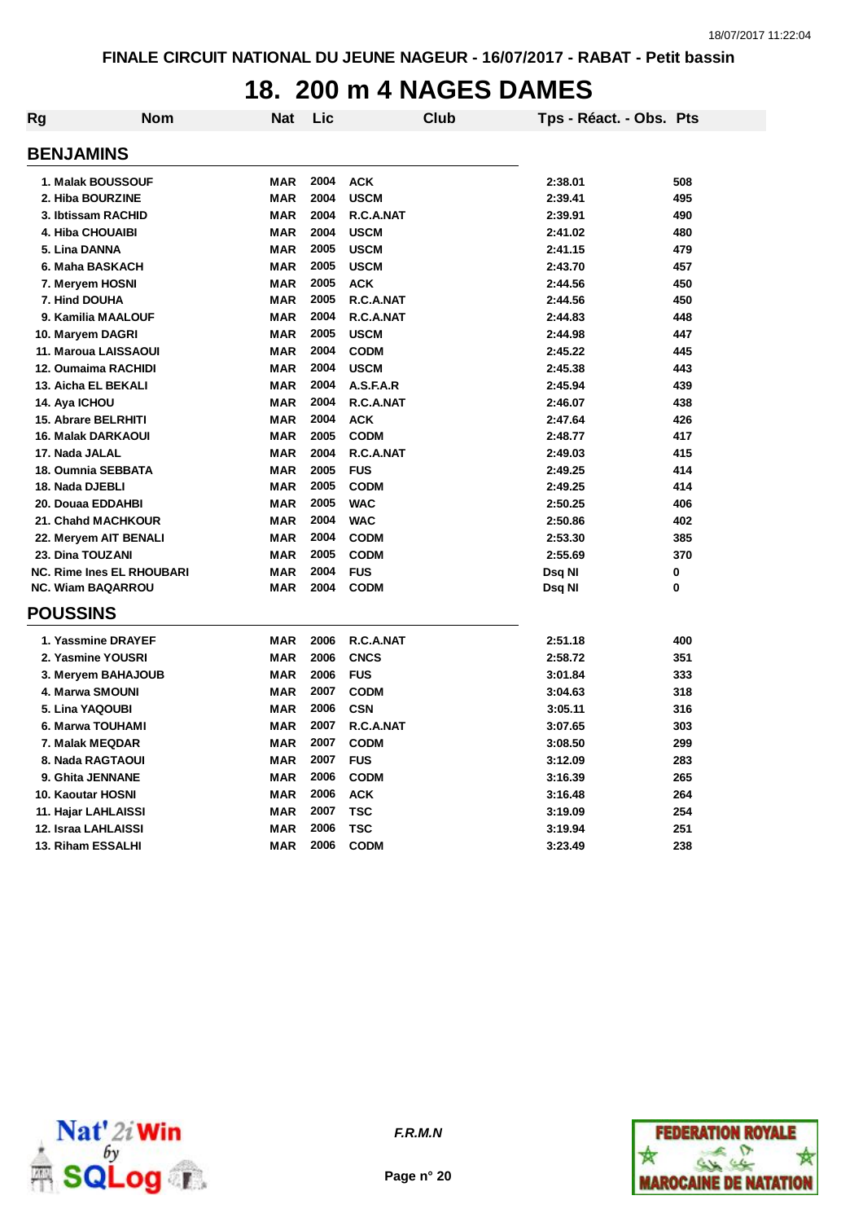# 18. 200 m 4 NAGES DAMES

| Rg | Nom | Nat | Lic | Club | Tps - Réact. - Obs. | Pts |
|---|---|---|---|---|---|---|
| **BENJAMINS** | | | | | | |
| 1. | Malak BOUSSOUF | MAR | 2004 | ACK | 2:38.01 | 508 |
| 2. | Hiba BOURZINE | MAR | 2004 | USCM | 2:39.41 | 495 |
| 3. | Ibtissam RACHID | MAR | 2004 | R.C.A.NAT | 2:39.91 | 490 |
| 4. | Hiba CHOUAIBI | MAR | 2004 | USCM | 2:41.02 | 480 |
| 5. | Lina DANNA | MAR | 2005 | USCM | 2:41.15 | 479 |
| 6. | Maha BASKACH | MAR | 2005 | USCM | 2:43.70 | 457 |
| 7. | Meryem HOSNI | MAR | 2005 | ACK | 2:44.56 | 450 |
| 7. | Hind DOUHA | MAR | 2005 | R.C.A.NAT | 2:44.56 | 450 |
| 9. | Kamilia MAALOUF | MAR | 2004 | R.C.A.NAT | 2:44.83 | 448 |
| 10. | Maryem DAGRI | MAR | 2005 | USCM | 2:44.98 | 447 |
| 11. | Maroua LAISSAOUI | MAR | 2004 | CODM | 2:45.22 | 445 |
| 12. | Oumaima RACHIDI | MAR | 2004 | USCM | 2:45.38 | 443 |
| 13. | Aicha EL BEKALI | MAR | 2004 | A.S.F.A.R | 2:45.94 | 439 |
| 14. | Aya ICHOU | MAR | 2004 | R.C.A.NAT | 2:46.07 | 438 |
| 15. | Abrare BELRHITI | MAR | 2004 | ACK | 2:47.64 | 426 |
| 16. | Malak DARKAOUI | MAR | 2005 | CODM | 2:48.77 | 417 |
| 17. | Nada JALAL | MAR | 2004 | R.C.A.NAT | 2:49.03 | 415 |
| 18. | Oumnia SEBBATA | MAR | 2005 | FUS | 2:49.25 | 414 |
| 18. | Nada DJEBLI | MAR | 2005 | CODM | 2:49.25 | 414 |
| 20. | Douaa EDDAHBI | MAR | 2005 | WAC | 2:50.25 | 406 |
| 21. | Chahd MACHKOUR | MAR | 2004 | WAC | 2:50.86 | 402 |
| 22. | Meryem AIT BENALI | MAR | 2004 | CODM | 2:53.30 | 385 |
| 23. | Dina TOUZANI | MAR | 2005 | CODM | 2:55.69 | 370 |
| NC. | Rime Ines EL RHOUBARI | MAR | 2004 | FUS | Dsq NI | 0 |
| NC. | Wiam BAQARROU | MAR | 2004 | CODM | Dsq NI | 0 |
| **POUSSINS** | | | | | | |
| 1. | Yassmine DRAYEF | MAR | 2006 | R.C.A.NAT | 2:51.18 | 400 |
| 2. | Yasmine YOUSRI | MAR | 2006 | CNCS | 2:58.72 | 351 |
| 3. | Meryem BAHAJOUB | MAR | 2006 | FUS | 3:01.84 | 333 |
| 4. | Marwa SMOUNI | MAR | 2007 | CODM | 3:04.63 | 318 |
| 5. | Lina YAQOUBI | MAR | 2006 | CSN | 3:05.11 | 316 |
| 6. | Marwa TOUHAMI | MAR | 2007 | R.C.A.NAT | 3:07.65 | 303 |
| 7. | Malak MEQDAR | MAR | 2007 | CODM | 3:08.50 | 299 |
| 8. | Nada RAGTAOUI | MAR | 2007 | FUS | 3:12.09 | 283 |
| 9. | Ghita JENNANE | MAR | 2006 | CODM | 3:16.39 | 265 |
| 10. | Kaoutar HOSNI | MAR | 2006 | ACK | 3:16.48 | 264 |
| 11. | Hajar LAHLAISSI | MAR | 2007 | TSC | 3:19.09 | 254 |
| 12. | Israa LAHLAISSI | MAR | 2006 | TSC | 3:19.94 | 251 |
| 13. | Riham ESSALHI | MAR | 2006 | CODM | 3:23.49 | 238 |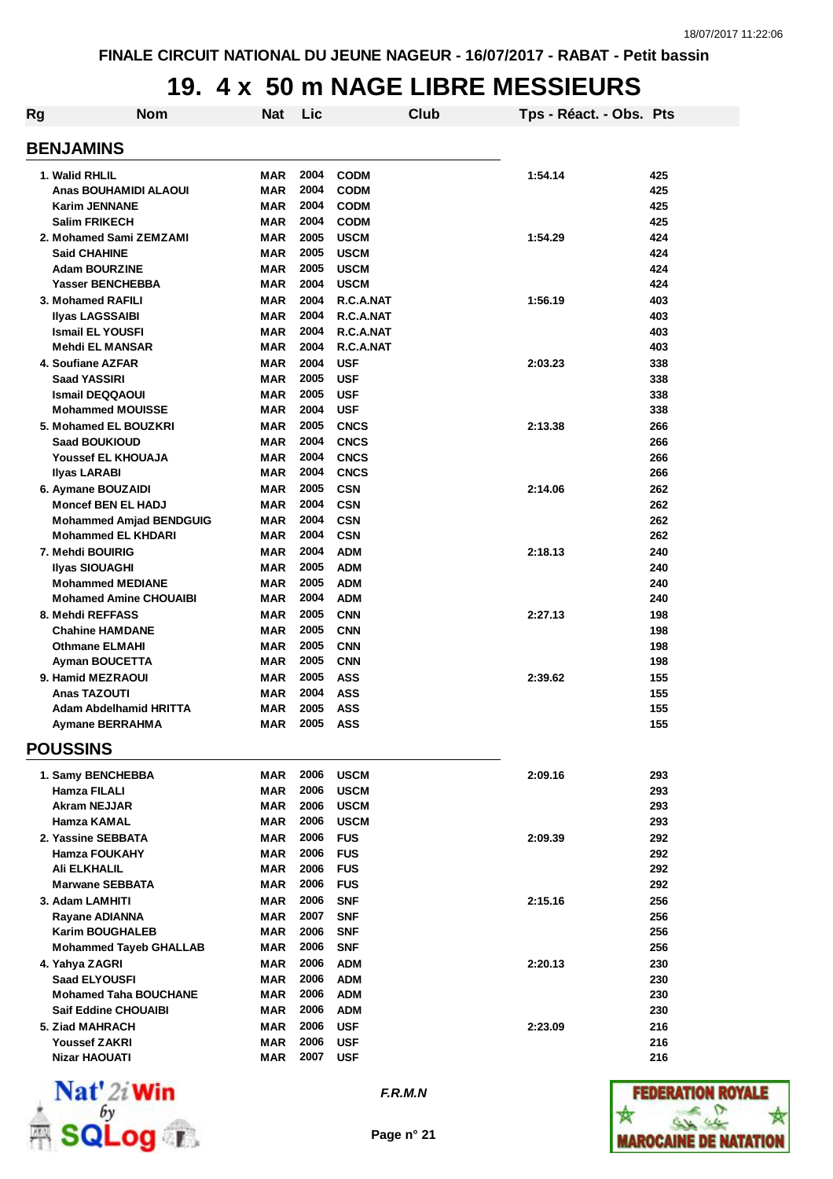FINALE CIRCUIT NATIONAL DU JEUNE NAGEUR - 16/07/2017 - RABAT - Petit bassin

# 19. 4 x 50 m NAGE LIBRE MESSIEURS

| Rg | Nom | Nat | Lic | Club | Tps - Réact. - Obs. | Pts |
|---|---|---|---|---|---|---|

## BENJAMINS

| Rg | Nom | Nat | Lic | Club | Tps - Réact. - Obs. | Pts |
|---|---|---|---|---|---|---|
| 1. | Walid RHLIL | MAR | 2004 | CODM | 1:54.14 | 425 |
| | Anas BOUHAMIDI ALAOUI | MAR | 2004 | CODM | | 425 |
| | Karim JENNANE | MAR | 2004 | CODM | | 425 |
| | Salim FRIKECH | MAR | 2004 | CODM | | 425 |
| 2. | Mohamed Sami ZEMZAMI | MAR | 2005 | USCM | 1:54.29 | 424 |
| | Said CHAHINE | MAR | 2005 | USCM | | 424 |
| | Adam BOURZINE | MAR | 2005 | USCM | | 424 |
| | Yasser BENCHEBBA | MAR | 2004 | USCM | | 424 |
| 3. | Mohamed RAFILI | MAR | 2004 | R.C.A.NAT | 1:56.19 | 403 |
| | Ilyas LAGSSAIBI | MAR | 2004 | R.C.A.NAT | | 403 |
| | Ismail EL YOUSFI | MAR | 2004 | R.C.A.NAT | | 403 |
| | Mehdi EL MANSAR | MAR | 2004 | R.C.A.NAT | | 403 |
| 4. | Soufiane AZFAR | MAR | 2004 | USF | 2:03.23 | 338 |
| | Saad YASSIRI | MAR | 2005 | USF | | 338 |
| | Ismail DEQQAOUI | MAR | 2005 | USF | | 338 |
| | Mohammed MOUISSE | MAR | 2004 | USF | | 338 |
| 5. | Mohamed EL BOUZKRI | MAR | 2005 | CNCS | 2:13.38 | 266 |
| | Saad BOUKIOUD | MAR | 2004 | CNCS | | 266 |
| | Youssef EL KHOUAJA | MAR | 2004 | CNCS | | 266 |
| | Ilyas LARABI | MAR | 2004 | CNCS | | 266 |
| 6. | Aymane BOUZAIDI | MAR | 2005 | CSN | 2:14.06 | 262 |
| | Moncef BEN EL HADJ | MAR | 2004 | CSN | | 262 |
| | Mohammed Amjad BENDGUIG | MAR | 2004 | CSN | | 262 |
| | Mohammed EL KHDARI | MAR | 2004 | CSN | | 262 |
| 7. | Mehdi BOUIRIG | MAR | 2004 | ADM | 2:18.13 | 240 |
| | Ilyas SIOUAGHI | MAR | 2005 | ADM | | 240 |
| | Mohammed MEDIANE | MAR | 2005 | ADM | | 240 |
| | Mohamed Amine CHOUAIBI | MAR | 2004 | ADM | | 240 |
| 8. | Mehdi REFFASS | MAR | 2005 | CNN | 2:27.13 | 198 |
| | Chahine HAMDANE | MAR | 2005 | CNN | | 198 |
| | Othmane ELMAHI | MAR | 2005 | CNN | | 198 |
| | Ayman BOUCETTA | MAR | 2005 | CNN | | 198 |
| 9. | Hamid MEZRAOUI | MAR | 2005 | ASS | 2:39.62 | 155 |
| | Anas TAZOUTI | MAR | 2004 | ASS | | 155 |
| | Adam Abdelhamid HRITTA | MAR | 2005 | ASS | | 155 |
| | Aymane BERRAHMA | MAR | 2005 | ASS | | 155 |

## POUSSINS

| Rg | Nom | Nat | Lic | Club | Tps - Réact. - Obs. | Pts |
|---|---|---|---|---|---|---|
| 1. | Samy BENCHEBBA | MAR | 2006 | USCM | 2:09.16 | 293 |
| | Hamza FILALI | MAR | 2006 | USCM | | 293 |
| | Akram NEJJAR | MAR | 2006 | USCM | | 293 |
| | Hamza KAMAL | MAR | 2006 | USCM | | 293 |
| 2. | Yassine SEBBATA | MAR | 2006 | FUS | 2:09.39 | 292 |
| | Hamza FOUKAHY | MAR | 2006 | FUS | | 292 |
| | Ali ELKHALIL | MAR | 2006 | FUS | | 292 |
| | Marwane SEBBATA | MAR | 2006 | FUS | | 292 |
| 3. | Adam LAMHITI | MAR | 2006 | SNF | 2:15.16 | 256 |
| | Rayane ADIANNA | MAR | 2007 | SNF | | 256 |
| | Karim BOUGHALEB | MAR | 2006 | SNF | | 256 |
| | Mohammed Tayeb GHALLAB | MAR | 2006 | SNF | | 256 |
| 4. | Yahya ZAGRI | MAR | 2006 | ADM | 2:20.13 | 230 |
| | Saad ELYOUSFI | MAR | 2006 | ADM | | 230 |
| | Mohamed Taha BOUCHANE | MAR | 2006 | ADM | | 230 |
| | Saif Eddine CHOUAIBI | MAR | 2006 | ADM | | 230 |
| 5. | Ziad MAHRACH | MAR | 2006 | USF | 2:23.09 | 216 |
| | Youssef ZAKRI | MAR | 2006 | USF | | 216 |
| | Nizar HAOUATI | MAR | 2007 | USF | | 216 |

F.R.M.N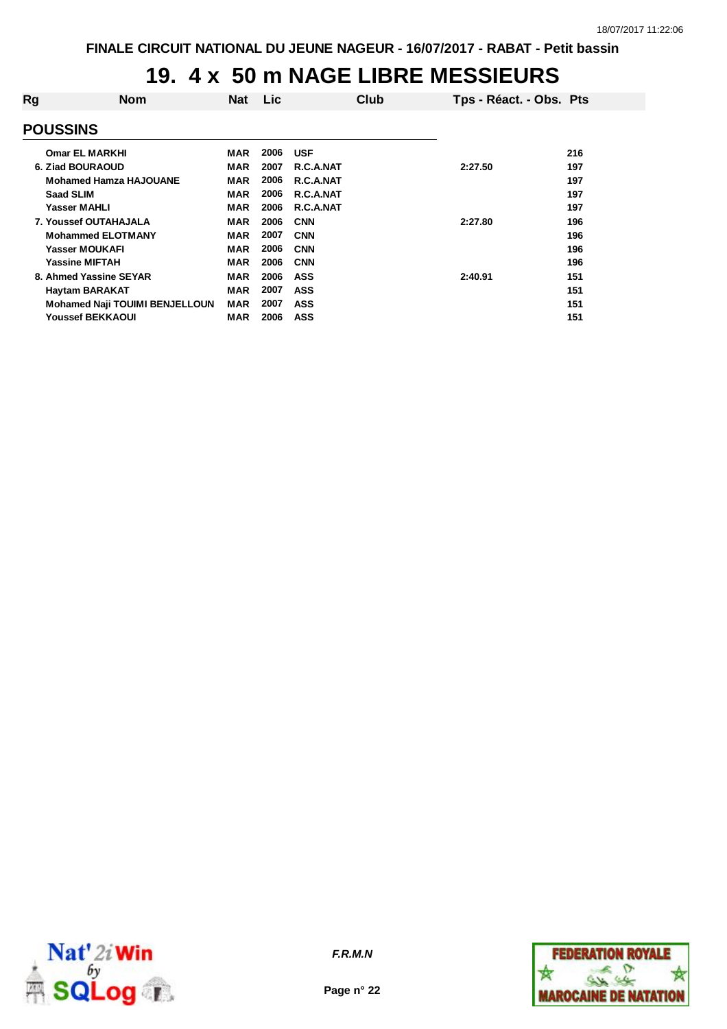# 19. 4 x 50 m NAGE LIBRE MESSIEURS

| Rg | Nom | Nat | Lic | Club | Tps - Réact. - Obs. | Pts |
|---|---|---|---|---|---|---|
| **POUSSINS** | | | | | | |
| | Omar EL MARKHI | MAR | 2006 | USF | | 216 |
| 6. | Ziad BOURAOUD | MAR | 2007 | R.C.A.NAT | 2:27.50 | 197 |
| | Mohamed Hamza HAJOUANE | MAR | 2006 | R.C.A.NAT | | 197 |
| | Saad SLIM | MAR | 2006 | R.C.A.NAT | | 197 |
| | Yasser MAHLI | MAR | 2006 | R.C.A.NAT | | 197 |
| 7. | Youssef OUTAHAJALA | MAR | 2006 | CNN | 2:27.80 | 196 |
| | Mohammed ELOTMANY | MAR | 2007 | CNN | | 196 |
| | Yasser MOUKAFI | MAR | 2006 | CNN | | 196 |
| | Yassine MIFTAH | MAR | 2006 | CNN | | 196 |
| 8. | Ahmed Yassine SEYAR | MAR | 2006 | ASS | 2:40.91 | 151 |
| | Haytam BARAKAT | MAR | 2007 | ASS | | 151 |
| | Mohamed Naji TOUIMI BENJELLOUN | MAR | 2007 | ASS | | 151 |
| | Youssef BEKKAOUI | MAR | 2006 | ASS | | 151 |

*F.R.M.N*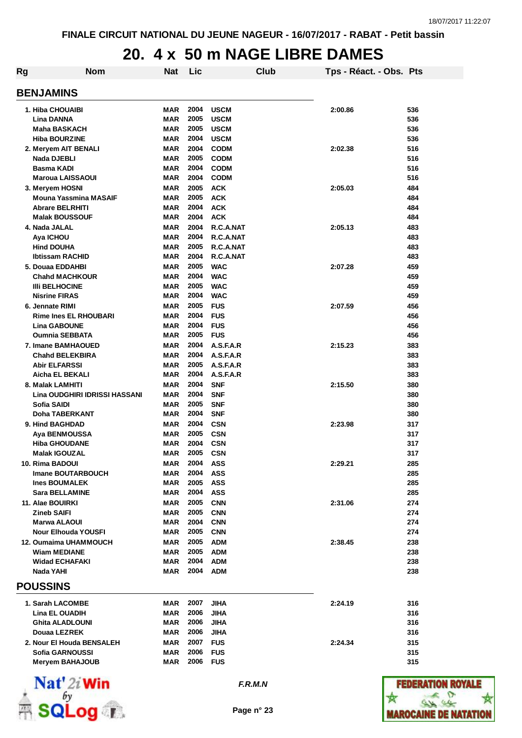FINALE CIRCUIT NATIONAL DU JEUNE NAGEUR - 16/07/2017 - RABAT - Petit bassin

# 20. 4 x 50 m NAGE LIBRE DAMES

| Rg | Nom | Nat | Lic | Club | Tps - Réact. - Obs. | Pts |
|---|---|---|---|---|---|---|
| **BENJAMINS** | | | | | | |
| 1. | Hiba CHOUAIBI | MAR | 2004 | USCM | 2:00.86 | 536 |
| | Lina DANNA | MAR | 2005 | USCM | | 536 |
| | Maha BASKACH | MAR | 2005 | USCM | | 536 |
| | Hiba BOURZINE | MAR | 2004 | USCM | | 536 |
| 2. | Meryem AIT BENALI | MAR | 2004 | CODM | 2:02.38 | 516 |
| | Nada DJEBLI | MAR | 2005 | CODM | | 516 |
| | Basma KADI | MAR | 2004 | CODM | | 516 |
| | Maroua LAISSAOUI | MAR | 2004 | CODM | | 516 |
| 3. | Meryem HOSNI | MAR | 2005 | ACK | 2:05.03 | 484 |
| | Mouna Yassmina MASAIF | MAR | 2005 | ACK | | 484 |
| | Abrare BELRHITI | MAR | 2004 | ACK | | 484 |
| | Malak BOUSSOUF | MAR | 2004 | ACK | | 484 |
| 4. | Nada JALAL | MAR | 2004 | R.C.A.NAT | 2:05.13 | 483 |
| | Aya ICHOU | MAR | 2004 | R.C.A.NAT | | 483 |
| | Hind DOUHA | MAR | 2005 | R.C.A.NAT | | 483 |
| | Ibtissam RACHID | MAR | 2004 | R.C.A.NAT | | 483 |
| 5. | Douaa EDDAHBI | MAR | 2005 | WAC | 2:07.28 | 459 |
| | Chahd MACHKOUR | MAR | 2004 | WAC | | 459 |
| | Illi BELHOCINE | MAR | 2005 | WAC | | 459 |
| | Nisrine FIRAS | MAR | 2004 | WAC | | 459 |
| 6. | Jennate RIMI | MAR | 2005 | FUS | 2:07.59 | 456 |
| | Rime Ines EL RHOUBARI | MAR | 2004 | FUS | | 456 |
| | Lina GABOUNE | MAR | 2004 | FUS | | 456 |
| | Oumnia SEBBATA | MAR | 2005 | FUS | | 456 |
| 7. | Imane BAMHAOUED | MAR | 2004 | A.S.F.A.R | 2:15.23 | 383 |
| | Chahd BELEKBIRA | MAR | 2004 | A.S.F.A.R | | 383 |
| | Abir ELFARSSI | MAR | 2005 | A.S.F.A.R | | 383 |
| | Aicha EL BEKALI | MAR | 2004 | A.S.F.A.R | | 383 |
| 8. | Malak LAMHITI | MAR | 2004 | SNF | 2:15.50 | 380 |
| | Lina OUDGHIRI IDRISSI HASSANI | MAR | 2004 | SNF | | 380 |
| | Sofia SAIDI | MAR | 2005 | SNF | | 380 |
| | Doha TABERKANT | MAR | 2004 | SNF | | 380 |
| 9. | Hind BAGHDAD | MAR | 2004 | CSN | 2:23.98 | 317 |
| | Aya BENMOUSSA | MAR | 2005 | CSN | | 317 |
| | Hiba GHOUDANE | MAR | 2004 | CSN | | 317 |
| | Malak IGOUZAL | MAR | 2005 | CSN | | 317 |
| 10. | Rima BADOUI | MAR | 2004 | ASS | 2:29.21 | 285 |
| | Imane BOUTARBOUCH | MAR | 2004 | ASS | | 285 |
| | Ines BOUMALEK | MAR | 2005 | ASS | | 285 |
| | Sara BELLAMINE | MAR | 2004 | ASS | | 285 |
| 11. | Alae BOUIRKI | MAR | 2005 | CNN | 2:31.06 | 274 |
| | Zineb SAIFI | MAR | 2005 | CNN | | 274 |
| | Marwa ALAOUI | MAR | 2004 | CNN | | 274 |
| | Nour Elhouda YOUSFI | MAR | 2005 | CNN | | 274 |
| 12. | Oumaima UHAMMOUCH | MAR | 2005 | ADM | 2:38.45 | 238 |
| | Wiam MEDIANE | MAR | 2005 | ADM | | 238 |
| | Widad ECHAFAKI | MAR | 2004 | ADM | | 238 |
| | Nada YAHI | MAR | 2004 | ADM | | 238 |
| **POUSSINS** | | | | | | |
| 1. | Sarah LACOMBE | MAR | 2007 | JIHA | 2:24.19 | 316 |
| | Lina EL OUADIH | MAR | 2006 | JIHA | | 316 |
| | Ghita ALADLOUNI | MAR | 2006 | JIHA | | 316 |
| | Douaa LEZREK | MAR | 2006 | JIHA | | 316 |
| 2. | Nour El Houda BENSALEH | MAR | 2007 | FUS | 2:24.34 | 315 |
| | Sofia GARNOUSSI | MAR | 2006 | FUS | | 315 |
| | Meryem BAHAJOUB | MAR | 2006 | FUS | | 315 |

F.R.M.N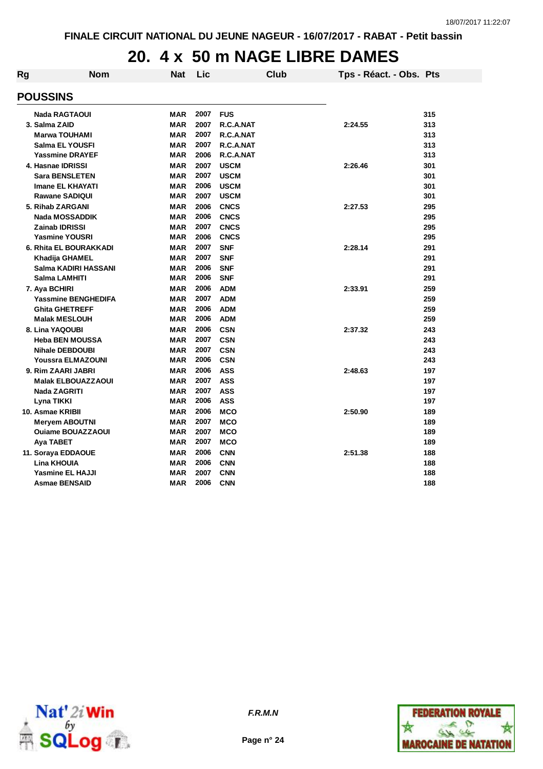FINALE CIRCUIT NATIONAL DU JEUNE NAGEUR - 16/07/2017 - RABAT - Petit bassin

# 20. 4 x 50 m NAGE LIBRE DAMES

| Rg | Nom | Nat | Lic | Club | Tps - Réact. - Obs. | Pts |
|---|---|---|---|---|---|---|
| **POUSSINS** | | | | | | |
| | Nada RAGTAOUI | MAR | 2007 | FUS | | 315 |
| 3. | Salma ZAID | MAR | 2007 | R.C.A.NAT | 2:24.55 | 313 |
| | Marwa TOUHAMI | MAR | 2007 | R.C.A.NAT | | 313 |
| | Salma EL YOUSFI | MAR | 2007 | R.C.A.NAT | | 313 |
| | Yassmine DRAYEF | MAR | 2006 | R.C.A.NAT | | 313 |
| 4. | Hasnae IDRISSI | MAR | 2007 | USCM | 2:26.46 | 301 |
| | Sara BENSLETEN | MAR | 2007 | USCM | | 301 |
| | Imane EL KHAYATI | MAR | 2006 | USCM | | 301 |
| | Rawane SADIQUI | MAR | 2007 | USCM | | 301 |
| 5. | Rihab ZARGANI | MAR | 2006 | CNCS | 2:27.53 | 295 |
| | Nada MOSSADDIK | MAR | 2006 | CNCS | | 295 |
| | Zainab IDRISSI | MAR | 2007 | CNCS | | 295 |
| | Yasmine YOUSRI | MAR | 2006 | CNCS | | 295 |
| 6. | Rhita EL BOURAKKADI | MAR | 2007 | SNF | 2:28.14 | 291 |
| | Khadija GHAMEL | MAR | 2007 | SNF | | 291 |
| | Salma KADIRI HASSANI | MAR | 2006 | SNF | | 291 |
| | Salma LAMHITI | MAR | 2006 | SNF | | 291 |
| 7. | Aya BCHIRI | MAR | 2006 | ADM | 2:33.91 | 259 |
| | Yassmine BENGHEDIFA | MAR | 2007 | ADM | | 259 |
| | Ghita GHETREFF | MAR | 2006 | ADM | | 259 |
| | Malak MESLOUH | MAR | 2006 | ADM | | 259 |
| 8. | Lina YAQOUBI | MAR | 2006 | CSN | 2:37.32 | 243 |
| | Heba BEN MOUSSA | MAR | 2007 | CSN | | 243 |
| | Nihale DEBDOUBI | MAR | 2007 | CSN | | 243 |
| | Youssra ELMAZOUNI | MAR | 2006 | CSN | | 243 |
| 9. | Rim ZAARI JABRI | MAR | 2006 | ASS | 2:48.63 | 197 |
| | Malak ELBOUAZZAOUI | MAR | 2007 | ASS | | 197 |
| | Nada ZAGRITI | MAR | 2007 | ASS | | 197 |
| | Lyna TIKKI | MAR | 2006 | ASS | | 197 |
| 10. | Asmae KRIBII | MAR | 2006 | MCO | 2:50.90 | 189 |
| | Meryem ABOUTNI | MAR | 2007 | MCO | | 189 |
| | Ouiame BOUAZZAOUI | MAR | 2007 | MCO | | 189 |
| | Aya TABET | MAR | 2007 | MCO | | 189 |
| 11. | Soraya EDDAOUE | MAR | 2006 | CNN | 2:51.38 | 188 |
| | Lina KHOUIA | MAR | 2006 | CNN | | 188 |
| | Yasmine EL HAJJI | MAR | 2007 | CNN | | 188 |
| | Asmae BENSAID | MAR | 2006 | CNN | | 188 |

*F.R.M.N*